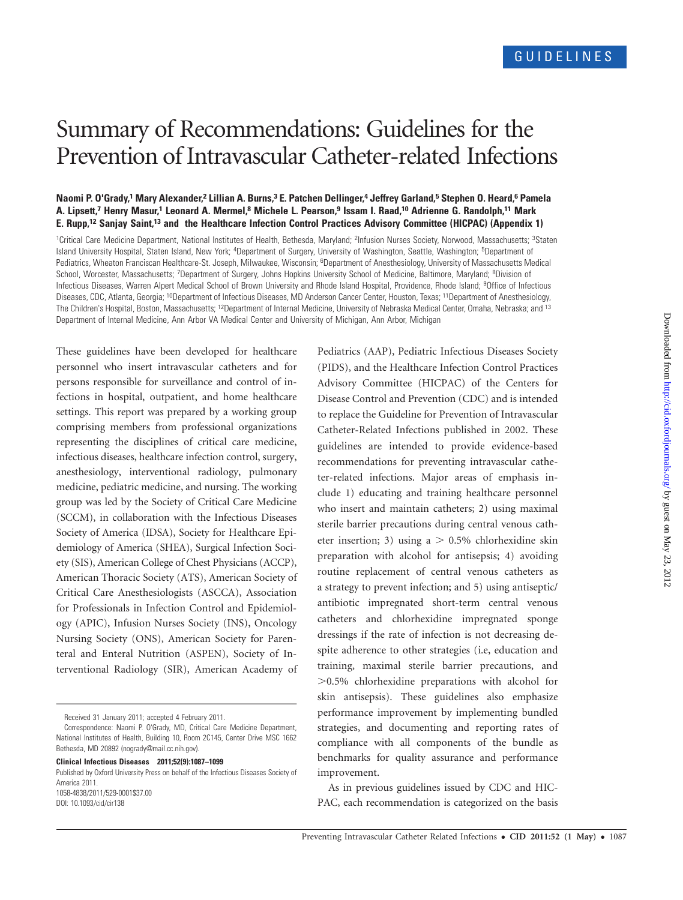GUIDELINES

# Summary of Recommendations: Guidelines for the Prevention of Intravascular Catheter-related Infections

**Naomi P. O'Grady,[1] Mary Alexander,[2] Lillian A. Burns,[3] E. Patchen Dellinger,[4] Jeffrey Garland,[5] Stephen O. Heard,[6] Pamela A. Lipsett,[7] Henry Masur,[1] Leonard A. Mermel,[8] Michele L. Pearson,[9] Issam I. Raad,[10] Adrienne G. Randolph,[11] Mark E. Rupp,[12] Sanjay Saint,[13] and the Healthcare Infection Control Practices Advisory Committee (HICPAC) (Appendix 1)**

[1]Critical Care Medicine Department, National Institutes of Health, Bethesda, Maryland; [2]Infusion Nurses Society, Norwood, Massachusetts; [3]Staten Island University Hospital, Staten Island, New York; [4]Department of Surgery, University of Washington, Seattle, Washington; [5]Department of Pediatrics, Wheaton Franciscan Healthcare-St. Joseph, Milwaukee, Wisconsin; [6]Department of Anesthesiology, University of Massachusetts Medical School, Worcester, Massachusetts; [7]Department of Surgery, Johns Hopkins University School of Medicine, Baltimore, Maryland; [8]Division of Infectious Diseases, Warren Alpert Medical School of Brown University and Rhode Island Hospital, Providence, Rhode Island; [9]Office of Infectious Diseases, CDC, Atlanta, Georgia; [10]Department of Infectious Diseases, MD Anderson Cancer Center, Houston, Texas; [11]Department of Anesthesiology, The Children's Hospital, Boston, Massachusetts; [12]Department of Internal Medicine, University of Nebraska Medical Center, Omaha, Nebraska; and [13] Department of Internal Medicine, Ann Arbor VA Medical Center and University of Michigan, Ann Arbor, Michigan

These guidelines have been developed for healthcare personnel who insert intravascular catheters and for persons responsible for surveillance and control of infections in hospital, outpatient, and home healthcare settings. This report was prepared by a working group comprising members from professional organizations representing the disciplines of critical care medicine, infectious diseases, healthcare infection control, surgery, anesthesiology, interventional radiology, pulmonary medicine, pediatric medicine, and nursing. The working group was led by the Society of Critical Care Medicine (SCCM), in collaboration with the Infectious Diseases Society of America (IDSA), Society for Healthcare Epidemiology of America (SHEA), Surgical Infection Society (SIS), American College of Chest Physicians (ACCP), American Thoracic Society (ATS), American Society of Critical Care Anesthesiologists (ASCCA), Association for Professionals in Infection Control and Epidemiology (APIC), Infusion Nurses Society (INS), Oncology Nursing Society (ONS), American Society for Parenteral and Enteral Nutrition (ASPEN), Society of Interventional Radiology (SIR), American Academy of Pediatrics (AAP), Pediatric Infectious Diseases Society (PIDS), and the Healthcare Infection Control Practices Advisory Committee (HICPAC) of the Centers for Disease Control and Prevention (CDC) and is intended to replace the Guideline for Prevention of Intravascular Catheter-Related Infections published in 2002. These guidelines are intended to provide evidence-based recommendations for preventing intravascular catheter-related infections. Major areas of emphasis include 1) educating and training healthcare personnel who insert and maintain catheters; 2) using maximal sterile barrier precautions during central venous catheter insertion; 3) using a > 0.5% chlorhexidine skin preparation with alcohol for antisepsis; 4) avoiding routine replacement of central venous catheters as a strategy to prevent infection; and 5) using antiseptic/antibiotic impregnated short-term central venous catheters and chlorhexidine impregnated sponge dressings if the rate of infection is not decreasing despite adherence to other strategies (i.e, education and training, maximal sterile barrier precautions, and >0.5% chlorhexidine preparations with alcohol for skin antisepsis). These guidelines also emphasize performance improvement by implementing bundled strategies, and documenting and reporting rates of compliance with all components of the bundle as benchmarks for quality assurance and performance improvement.

As in previous guidelines issued by CDC and HICPAC, each recommendation is categorized on the basis

Received 31 January 2011; accepted 4 February 2011.

Correspondence: Naomi P. O'Grady, MD, Critical Care Medicine Department, National Institutes of Health, Building 10, Room 2C145, Center Drive MSC 1662 Bethesda, MD 20892 (nogrady@mail.cc.nih.gov).

**Clinical Infectious Diseases 2011;52(9):1087–1099**

Published by Oxford University Press on behalf of the Infectious Diseases Society of America 2011.

1058-4838/2011/529-0001$37.00

DOI: 10.1093/cid/cir138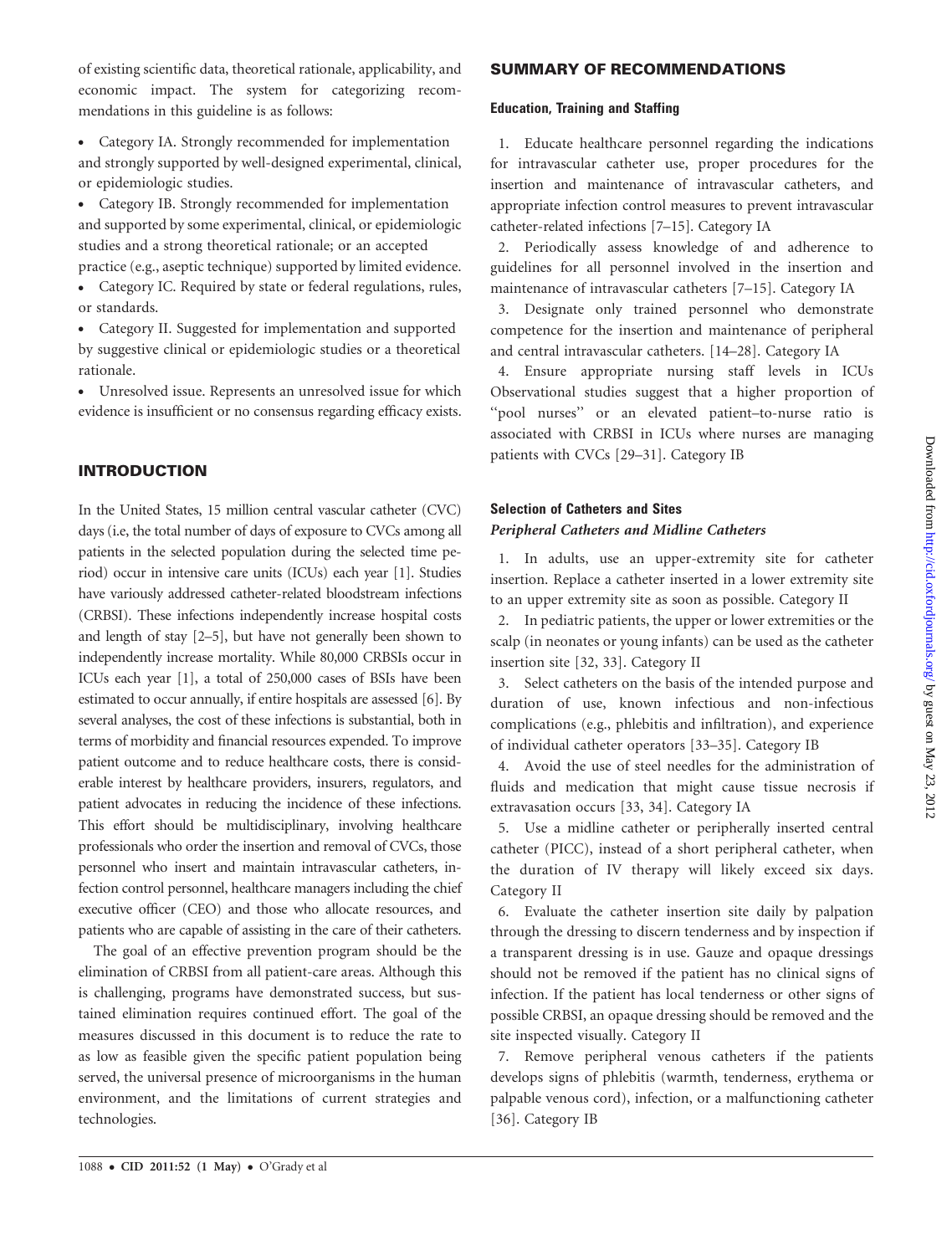of existing scientific data, theoretical rationale, applicability, and economic impact. The system for categorizing recommendations in this guideline is as follows:

- Category IA. Strongly recommended for implementation and strongly supported by well-designed experimental, clinical, or epidemiologic studies.
- Category IB. Strongly recommended for implementation and supported by some experimental, clinical, or epidemiologic studies and a strong theoretical rationale; or an accepted practice (e.g., aseptic technique) supported by limited evidence.
- Category IC. Required by state or federal regulations, rules, or standards.
- Category II. Suggested for implementation and supported by suggestive clinical or epidemiologic studies or a theoretical rationale.
- Unresolved issue. Represents an unresolved issue for which evidence is insufficient or no consensus regarding efficacy exists.

## INTRODUCTION

In the United States, 15 million central vascular catheter (CVC) days (i.e, the total number of days of exposure to CVCs among all patients in the selected population during the selected time period) occur in intensive care units (ICUs) each year [1]. Studies have variously addressed catheter-related bloodstream infections (CRBSI). These infections independently increase hospital costs and length of stay [2–5], but have not generally been shown to independently increase mortality. While 80,000 CRBSIs occur in ICUs each year [1], a total of 250,000 cases of BSIs have been estimated to occur annually, if entire hospitals are assessed [6]. By several analyses, the cost of these infections is substantial, both in terms of morbidity and financial resources expended. To improve patient outcome and to reduce healthcare costs, there is considerable interest by healthcare providers, insurers, regulators, and patient advocates in reducing the incidence of these infections. This effort should be multidisciplinary, involving healthcare professionals who order the insertion and removal of CVCs, those personnel who insert and maintain intravascular catheters, infection control personnel, healthcare managers including the chief executive officer (CEO) and those who allocate resources, and patients who are capable of assisting in the care of their catheters.

The goal of an effective prevention program should be the elimination of CRBSI from all patient-care areas. Although this is challenging, programs have demonstrated success, but sustained elimination requires continued effort. The goal of the measures discussed in this document is to reduce the rate to as low as feasible given the specific patient population being served, the universal presence of microorganisms in the human environment, and the limitations of current strategies and technologies.

## SUMMARY OF RECOMMENDATIONS

### Education, Training and Staffing

1. Educate healthcare personnel regarding the indications for intravascular catheter use, proper procedures for the insertion and maintenance of intravascular catheters, and appropriate infection control measures to prevent intravascular catheter-related infections [7–15]. Category IA
2. Periodically assess knowledge of and adherence to guidelines for all personnel involved in the insertion and maintenance of intravascular catheters [7–15]. Category IA
3. Designate only trained personnel who demonstrate competence for the insertion and maintenance of peripheral and central intravascular catheters. [14–28]. Category IA
4. Ensure appropriate nursing staff levels in ICUs Observational studies suggest that a higher proportion of "pool nurses" or an elevated patient–to-nurse ratio is associated with CRBSI in ICUs where nurses are managing patients with CVCs [29–31]. Category IB

### Selection of Catheters and Sites

#### *Peripheral Catheters and Midline Catheters*

1. In adults, use an upper-extremity site for catheter insertion. Replace a catheter inserted in a lower extremity site to an upper extremity site as soon as possible. Category II
2. In pediatric patients, the upper or lower extremities or the scalp (in neonates or young infants) can be used as the catheter insertion site [32, 33]. Category II
3. Select catheters on the basis of the intended purpose and duration of use, known infectious and non-infectious complications (e.g., phlebitis and infiltration), and experience of individual catheter operators [33–35]. Category IB
4. Avoid the use of steel needles for the administration of fluids and medication that might cause tissue necrosis if extravasation occurs [33, 34]. Category IA
5. Use a midline catheter or peripherally inserted central catheter (PICC), instead of a short peripheral catheter, when the duration of IV therapy will likely exceed six days. Category II
6. Evaluate the catheter insertion site daily by palpation through the dressing to discern tenderness and by inspection if a transparent dressing is in use. Gauze and opaque dressings should not be removed if the patient has no clinical signs of infection. If the patient has local tenderness or other signs of possible CRBSI, an opaque dressing should be removed and the site inspected visually. Category II
7. Remove peripheral venous catheters if the patients develops signs of phlebitis (warmth, tenderness, erythema or palpable venous cord), infection, or a malfunctioning catheter [36]. Category IB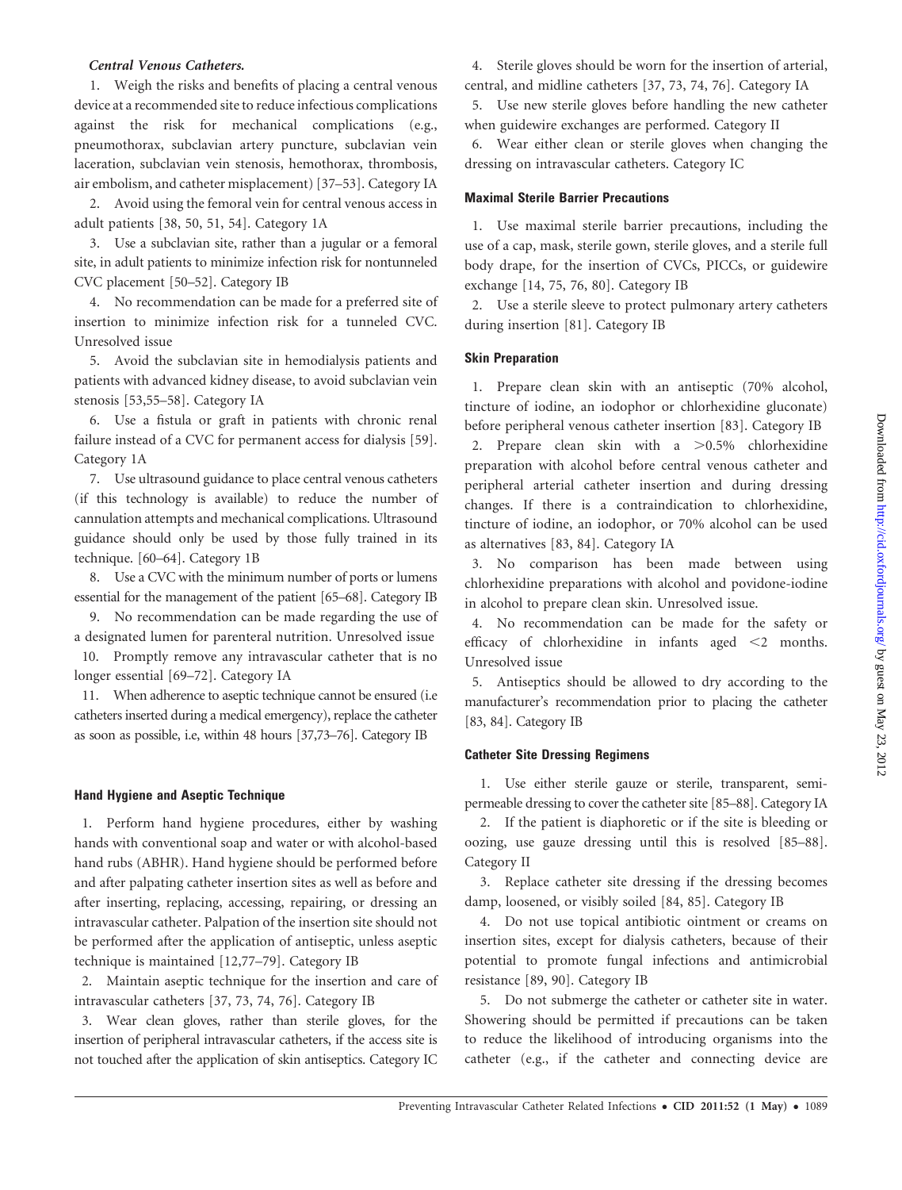***Central Venous Catheters.***

1. Weigh the risks and benefits of placing a central venous device at a recommended site to reduce infectious complications against the risk for mechanical complications (e.g., pneumothorax, subclavian artery puncture, subclavian vein laceration, subclavian vein stenosis, hemothorax, thrombosis, air embolism, and catheter misplacement) [37–53]. Category IA

2. Avoid using the femoral vein for central venous access in adult patients [38, 50, 51, 54]. Category 1A

3. Use a subclavian site, rather than a jugular or a femoral site, in adult patients to minimize infection risk for nontunneled CVC placement [50–52]. Category IB

4. No recommendation can be made for a preferred site of insertion to minimize infection risk for a tunneled CVC. Unresolved issue

5. Avoid the subclavian site in hemodialysis patients and patients with advanced kidney disease, to avoid subclavian vein stenosis [53,55–58]. Category IA

6. Use a fistula or graft in patients with chronic renal failure instead of a CVC for permanent access for dialysis [59]. Category 1A

7. Use ultrasound guidance to place central venous catheters (if this technology is available) to reduce the number of cannulation attempts and mechanical complications. Ultrasound guidance should only be used by those fully trained in its technique. [60–64]. Category 1B

8. Use a CVC with the minimum number of ports or lumens essential for the management of the patient [65–68]. Category IB

9. No recommendation can be made regarding the use of a designated lumen for parenteral nutrition. Unresolved issue

10. Promptly remove any intravascular catheter that is no longer essential [69–72]. Category IA

11. When adherence to aseptic technique cannot be ensured (i.e catheters inserted during a medical emergency), replace the catheter as soon as possible, i.e, within 48 hours [37,73–76]. Category IB

## Hand Hygiene and Aseptic Technique

1. Perform hand hygiene procedures, either by washing hands with conventional soap and water or with alcohol-based hand rubs (ABHR). Hand hygiene should be performed before and after palpating catheter insertion sites as well as before and after inserting, replacing, accessing, repairing, or dressing an intravascular catheter. Palpation of the insertion site should not be performed after the application of antiseptic, unless aseptic technique is maintained [12,77–79]. Category IB

2. Maintain aseptic technique for the insertion and care of intravascular catheters [37, 73, 74, 76]. Category IB

3. Wear clean gloves, rather than sterile gloves, for the insertion of peripheral intravascular catheters, if the access site is not touched after the application of skin antiseptics. Category IC

4. Sterile gloves should be worn for the insertion of arterial, central, and midline catheters [37, 73, 74, 76]. Category IA

5. Use new sterile gloves before handling the new catheter when guidewire exchanges are performed. Category II

6. Wear either clean or sterile gloves when changing the dressing on intravascular catheters. Category IC

## Maximal Sterile Barrier Precautions

1. Use maximal sterile barrier precautions, including the use of a cap, mask, sterile gown, sterile gloves, and a sterile full body drape, for the insertion of CVCs, PICCs, or guidewire exchange [14, 75, 76, 80]. Category IB

2. Use a sterile sleeve to protect pulmonary artery catheters during insertion [81]. Category IB

## Skin Preparation

1. Prepare clean skin with an antiseptic (70% alcohol, tincture of iodine, an iodophor or chlorhexidine gluconate) before peripheral venous catheter insertion [83]. Category IB

2. Prepare clean skin with a >0.5% chlorhexidine preparation with alcohol before central venous catheter and peripheral arterial catheter insertion and during dressing changes. If there is a contraindication to chlorhexidine, tincture of iodine, an iodophor, or 70% alcohol can be used as alternatives [83, 84]. Category IA

3. No comparison has been made between using chlorhexidine preparations with alcohol and povidone-iodine in alcohol to prepare clean skin. Unresolved issue.

4. No recommendation can be made for the safety or efficacy of chlorhexidine in infants aged <2 months. Unresolved issue

5. Antiseptics should be allowed to dry according to the manufacturer's recommendation prior to placing the catheter [83, 84]. Category IB

## Catheter Site Dressing Regimens

1. Use either sterile gauze or sterile, transparent, semi-permeable dressing to cover the catheter site [85–88]. Category IA

2. If the patient is diaphoretic or if the site is bleeding or oozing, use gauze dressing until this is resolved [85–88]. Category II

3. Replace catheter site dressing if the dressing becomes damp, loosened, or visibly soiled [84, 85]. Category IB

4. Do not use topical antibiotic ointment or creams on insertion sites, except for dialysis catheters, because of their potential to promote fungal infections and antimicrobial resistance [89, 90]. Category IB

5. Do not submerge the catheter or catheter site in water. Showering should be permitted if precautions can be taken to reduce the likelihood of introducing organisms into the catheter (e.g., if the catheter and connecting device are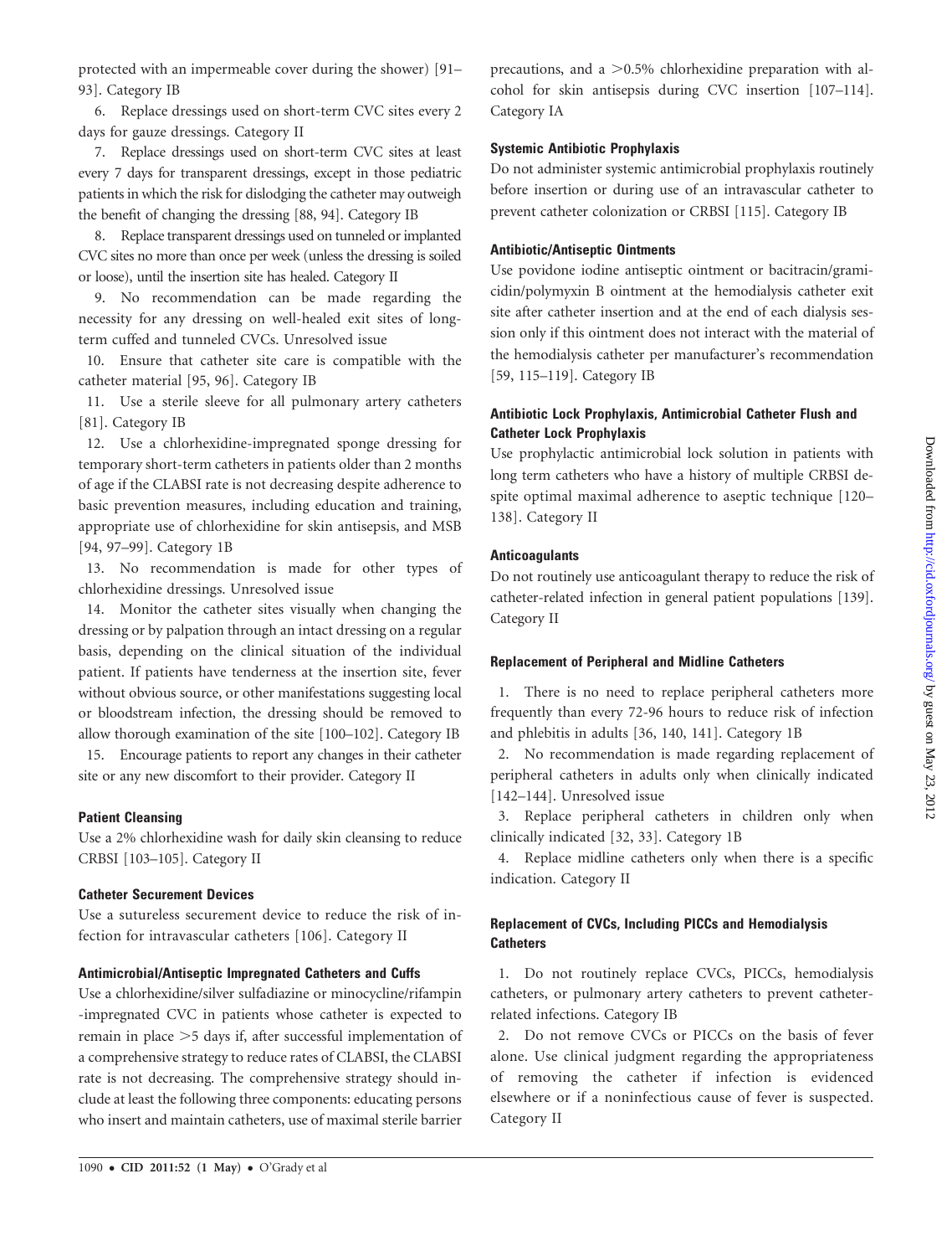protected with an impermeable cover during the shower) [91–93]. Category IB

6. Replace dressings used on short-term CVC sites every 2 days for gauze dressings. Category II

7. Replace dressings used on short-term CVC sites at least every 7 days for transparent dressings, except in those pediatric patients in which the risk for dislodging the catheter may outweigh the benefit of changing the dressing [88, 94]. Category IB

8. Replace transparent dressings used on tunneled or implanted CVC sites no more than once per week (unless the dressing is soiled or loose), until the insertion site has healed. Category II

9. No recommendation can be made regarding the necessity for any dressing on well-healed exit sites of long-term cuffed and tunneled CVCs. Unresolved issue

10. Ensure that catheter site care is compatible with the catheter material [95, 96]. Category IB

11. Use a sterile sleeve for all pulmonary artery catheters [81]. Category IB

12. Use a chlorhexidine-impregnated sponge dressing for temporary short-term catheters in patients older than 2 months of age if the CLABSI rate is not decreasing despite adherence to basic prevention measures, including education and training, appropriate use of chlorhexidine for skin antisepsis, and MSB [94, 97–99]. Category 1B

13. No recommendation is made for other types of chlorhexidine dressings. Unresolved issue

14. Monitor the catheter sites visually when changing the dressing or by palpation through an intact dressing on a regular basis, depending on the clinical situation of the individual patient. If patients have tenderness at the insertion site, fever without obvious source, or other manifestations suggesting local or bloodstream infection, the dressing should be removed to allow thorough examination of the site [100–102]. Category IB

15. Encourage patients to report any changes in their catheter site or any new discomfort to their provider. Category II

### Patient Cleansing

Use a 2% chlorhexidine wash for daily skin cleansing to reduce CRBSI [103–105]. Category II

### Catheter Securement Devices

Use a sutureless securement device to reduce the risk of infection for intravascular catheters [106]. Category II

### Antimicrobial/Antiseptic Impregnated Catheters and Cuffs

Use a chlorhexidine/silver sulfadiazine or minocycline/rifampin -impregnated CVC in patients whose catheter is expected to remain in place >5 days if, after successful implementation of a comprehensive strategy to reduce rates of CLABSI, the CLABSI rate is not decreasing. The comprehensive strategy should include at least the following three components: educating persons who insert and maintain catheters, use of maximal sterile barrier precautions, and a >0.5% chlorhexidine preparation with alcohol for skin antisepsis during CVC insertion [107–114]. Category IA

### Systemic Antibiotic Prophylaxis

Do not administer systemic antimicrobial prophylaxis routinely before insertion or during use of an intravascular catheter to prevent catheter colonization or CRBSI [115]. Category IB

### Antibiotic/Antiseptic Ointments

Use povidone iodine antiseptic ointment or bacitracin/gramicidin/polymyxin B ointment at the hemodialysis catheter exit site after catheter insertion and at the end of each dialysis session only if this ointment does not interact with the material of the hemodialysis catheter per manufacturer's recommendation [59, 115–119]. Category IB

### Antibiotic Lock Prophylaxis, Antimicrobial Catheter Flush and Catheter Lock Prophylaxis

Use prophylactic antimicrobial lock solution in patients with long term catheters who have a history of multiple CRBSI despite optimal maximal adherence to aseptic technique [120–138]. Category II

### Anticoagulants

Do not routinely use anticoagulant therapy to reduce the risk of catheter-related infection in general patient populations [139]. Category II

### Replacement of Peripheral and Midline Catheters

1. There is no need to replace peripheral catheters more frequently than every 72-96 hours to reduce risk of infection and phlebitis in adults [36, 140, 141]. Category 1B

2. No recommendation is made regarding replacement of peripheral catheters in adults only when clinically indicated [142–144]. Unresolved issue

3. Replace peripheral catheters in children only when clinically indicated [32, 33]. Category 1B

4. Replace midline catheters only when there is a specific indication. Category II

### Replacement of CVCs, Including PICCs and Hemodialysis Catheters

1. Do not routinely replace CVCs, PICCs, hemodialysis catheters, or pulmonary artery catheters to prevent catheter-related infections. Category IB

2. Do not remove CVCs or PICCs on the basis of fever alone. Use clinical judgment regarding the appropriateness of removing the catheter if infection is evidenced elsewhere or if a noninfectious cause of fever is suspected. Category II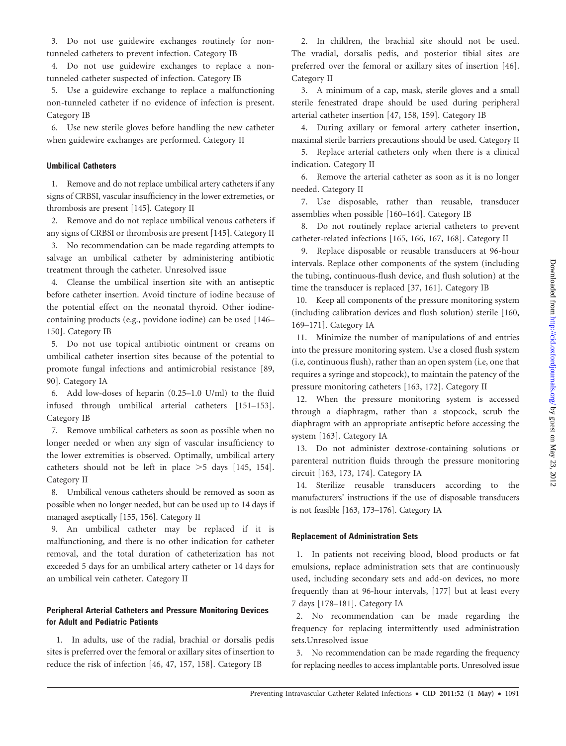3. Do not use guidewire exchanges routinely for non-tunneled catheters to prevent infection. Category IB

4. Do not use guidewire exchanges to replace a non-tunneled catheter suspected of infection. Category IB

5. Use a guidewire exchange to replace a malfunctioning non-tunneled catheter if no evidence of infection is present. Category IB

6. Use new sterile gloves before handling the new catheter when guidewire exchanges are performed. Category II

### Umbilical Catheters

1. Remove and do not replace umbilical artery catheters if any signs of CRBSI, vascular insufficiency in the lower extremeties, or thrombosis are present [145]. Category II

2. Remove and do not replace umbilical venous catheters if any signs of CRBSI or thrombosis are present [145]. Category II

3. No recommendation can be made regarding attempts to salvage an umbilical catheter by administering antibiotic treatment through the catheter. Unresolved issue

4. Cleanse the umbilical insertion site with an antiseptic before catheter insertion. Avoid tincture of iodine because of the potential effect on the neonatal thyroid. Other iodine-containing products (e.g., povidone iodine) can be used [146–150]. Category IB

5. Do not use topical antibiotic ointment or creams on umbilical catheter insertion sites because of the potential to promote fungal infections and antimicrobial resistance [89, 90]. Category IA

6. Add low-doses of heparin (0.25–1.0 U/ml) to the fluid infused through umbilical arterial catheters [151–153]. Category IB

7. Remove umbilical catheters as soon as possible when no longer needed or when any sign of vascular insufficiency to the lower extremities is observed. Optimally, umbilical artery catheters should not be left in place >5 days [145, 154]. Category II

8. Umbilical venous catheters should be removed as soon as possible when no longer needed, but can be used up to 14 days if managed aseptically [155, 156]. Category II

9. An umbilical catheter may be replaced if it is malfunctioning, and there is no other indication for catheter removal, and the total duration of catheterization has not exceeded 5 days for an umbilical artery catheter or 14 days for an umbilical vein catheter. Category II

### Peripheral Arterial Catheters and Pressure Monitoring Devices for Adult and Pediatric Patients

1. In adults, use of the radial, brachial or dorsalis pedis sites is preferred over the femoral or axillary sites of insertion to reduce the risk of infection [46, 47, 157, 158]. Category IB

2. In children, the brachial site should not be used. The vradial, dorsalis pedis, and posterior tibial sites are preferred over the femoral or axillary sites of insertion [46]. Category II

3. A minimum of a cap, mask, sterile gloves and a small sterile fenestrated drape should be used during peripheral arterial catheter insertion [47, 158, 159]. Category IB

4. During axillary or femoral artery catheter insertion, maximal sterile barriers precautions should be used. Category II

5. Replace arterial catheters only when there is a clinical indication. Category II

6. Remove the arterial catheter as soon as it is no longer needed. Category II

7. Use disposable, rather than reusable, transducer assemblies when possible [160–164]. Category IB

8. Do not routinely replace arterial catheters to prevent catheter-related infections [165, 166, 167, 168]. Category II

9. Replace disposable or reusable transducers at 96-hour intervals. Replace other components of the system (including the tubing, continuous-flush device, and flush solution) at the time the transducer is replaced [37, 161]. Category IB

10. Keep all components of the pressure monitoring system (including calibration devices and flush solution) sterile [160, 169–171]. Category IA

11. Minimize the number of manipulations of and entries into the pressure monitoring system. Use a closed flush system (i.e, continuous flush), rather than an open system (i.e, one that requires a syringe and stopcock), to maintain the patency of the pressure monitoring catheters [163, 172]. Category II

12. When the pressure monitoring system is accessed through a diaphragm, rather than a stopcock, scrub the diaphragm with an appropriate antiseptic before accessing the system [163]. Category IA

13. Do not administer dextrose-containing solutions or parenteral nutrition fluids through the pressure monitoring circuit [163, 173, 174]. Category IA

14. Sterilize reusable transducers according to the manufacturers' instructions if the use of disposable transducers is not feasible [163, 173–176]. Category IA

### Replacement of Administration Sets

1. In patients not receiving blood, blood products or fat emulsions, replace administration sets that are continuously used, including secondary sets and add-on devices, no more frequently than at 96-hour intervals, [177] but at least every 7 days [178–181]. Category IA

2. No recommendation can be made regarding the frequency for replacing intermittently used administration sets.Unresolved issue

3. No recommendation can be made regarding the frequency for replacing needles to access implantable ports. Unresolved issue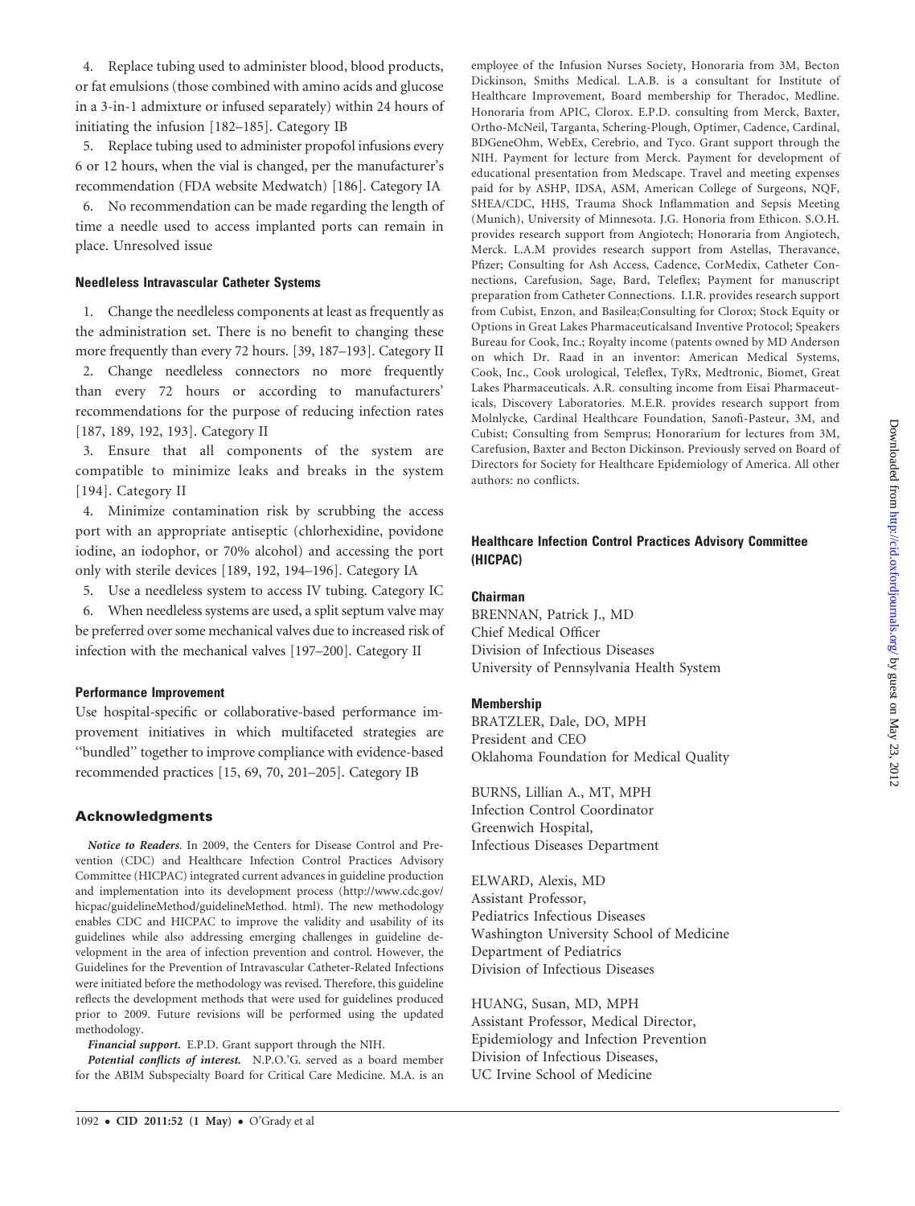4. Replace tubing used to administer blood, blood products, or fat emulsions (those combined with amino acids and glucose in a 3-in-1 admixture or infused separately) within 24 hours of initiating the infusion [182–185]. Category IB

5. Replace tubing used to administer propofol infusions every 6 or 12 hours, when the vial is changed, per the manufacturer's recommendation (FDA website Medwatch) [186]. Category IA

6. No recommendation can be made regarding the length of time a needle used to access implanted ports can remain in place. Unresolved issue

### Needleless Intravascular Catheter Systems

1. Change the needleless components at least as frequently as the administration set. There is no benefit to changing these more frequently than every 72 hours. [39, 187–193]. Category II

2. Change needleless connectors no more frequently than every 72 hours or according to manufacturers' recommendations for the purpose of reducing infection rates [187, 189, 192, 193]. Category II

3. Ensure that all components of the system are compatible to minimize leaks and breaks in the system [194]. Category II

4. Minimize contamination risk by scrubbing the access port with an appropriate antiseptic (chlorhexidine, povidone iodine, an iodophor, or 70% alcohol) and accessing the port only with sterile devices [189, 192, 194–196]. Category IA

5. Use a needleless system to access IV tubing. Category IC

6. When needleless systems are used, a split septum valve may be preferred over some mechanical valves due to increased risk of infection with the mechanical valves [197–200]. Category II

### Performance Improvement

Use hospital-specific or collaborative-based performance improvement initiatives in which multifaceted strategies are "bundled" together to improve compliance with evidence-based recommended practices [15, 69, 70, 201–205]. Category IB

## Acknowledgments

*Notice to Readers*. In 2009, the Centers for Disease Control and Prevention (CDC) and Healthcare Infection Control Practices Advisory Committee (HICPAC) integrated current advances in guideline production and implementation into its development process (http://www.cdc.gov/hicpac/guidelineMethod/guidelineMethod. html). The new methodology enables CDC and HICPAC to improve the validity and usability of its guidelines while also addressing emerging challenges in guideline development in the area of infection prevention and control. However, the Guidelines for the Prevention of Intravascular Catheter-Related Infections were initiated before the methodology was revised. Therefore, this guideline reflects the development methods that were used for guidelines produced prior to 2009. Future revisions will be performed using the updated methodology.

*Financial support.* E.P.D. Grant support through the NIH.

*Potential conflicts of interest.* N.P.O.'G. served as a board member for the ABIM Subspecialty Board for Critical Care Medicine. M.A. is an employee of the Infusion Nurses Society, Honoraria from 3M, Becton Dickinson, Smiths Medical. L.A.B. is a consultant for Institute of Healthcare Improvement, Board membership for Theradoc, Medline. Honoraria from APIC, Clorox. E.P.D. consulting from Merck, Baxter, Ortho-McNeil, Targanta, Schering-Plough, Optimer, Cadence, Cardinal, BDGeneOhm, WebEx, Cerebrio, and Tyco. Grant support through the NIH. Payment for lecture from Merck. Payment for development of educational presentation from Medscape. Travel and meeting expenses paid for by ASHP, IDSA, ASM, American College of Surgeons, NQF, SHEA/CDC, HHS, Trauma Shock Inflammation and Sepsis Meeting (Munich), University of Minnesota. J.G. Honoria from Ethicon. S.O.H. provides research support from Angiotech; Honoraria from Angiotech, Merck. L.A.M provides research support from Astellas, Theravance, Pfizer; Consulting for Ash Access, Cadence, CorMedix, Catheter Connections, Carefusion, Sage, Bard, Teleflex; Payment for manuscript preparation from Catheter Connections. I.I.R. provides research support from Cubist, Enzon, and Basilea;Consulting for Clorox; Stock Equity or Options in Great Lakes Pharmaceuticalsand Inventive Protocol; Speakers Bureau for Cook, Inc.; Royalty income (patents owned by MD Anderson on which Dr. Raad in an inventor: American Medical Systems, Cook, Inc., Cook urological, Teleflex, TyRx, Medtronic, Biomet, Great Lakes Pharmaceuticals. A.R. consulting income from Eisai Pharmaceuticals, Discovery Laboratories. M.E.R. provides research support from Molnlycke, Cardinal Healthcare Foundation, Sanofi-Pasteur, 3M, and Cubist; Consulting from Semprus; Honorarium for lectures from 3M, Carefusion, Baxter and Becton Dickinson. Previously served on Board of Directors for Society for Healthcare Epidemiology of America. All other authors: no conflicts.

### Healthcare Infection Control Practices Advisory Committee (HICPAC)

#### Chairman

BRENNAN, Patrick J., MD
Chief Medical Officer
Division of Infectious Diseases
University of Pennsylvania Health System

#### Membership

BRATZLER, Dale, DO, MPH
President and CEO
Oklahoma Foundation for Medical Quality

BURNS, Lillian A., MT, MPH
Infection Control Coordinator
Greenwich Hospital,
Infectious Diseases Department

ELWARD, Alexis, MD
Assistant Professor,
Pediatrics Infectious Diseases
Washington University School of Medicine
Department of Pediatrics
Division of Infectious Diseases

HUANG, Susan, MD, MPH
Assistant Professor, Medical Director,
Epidemiology and Infection Prevention
Division of Infectious Diseases,
UC Irvine School of Medicine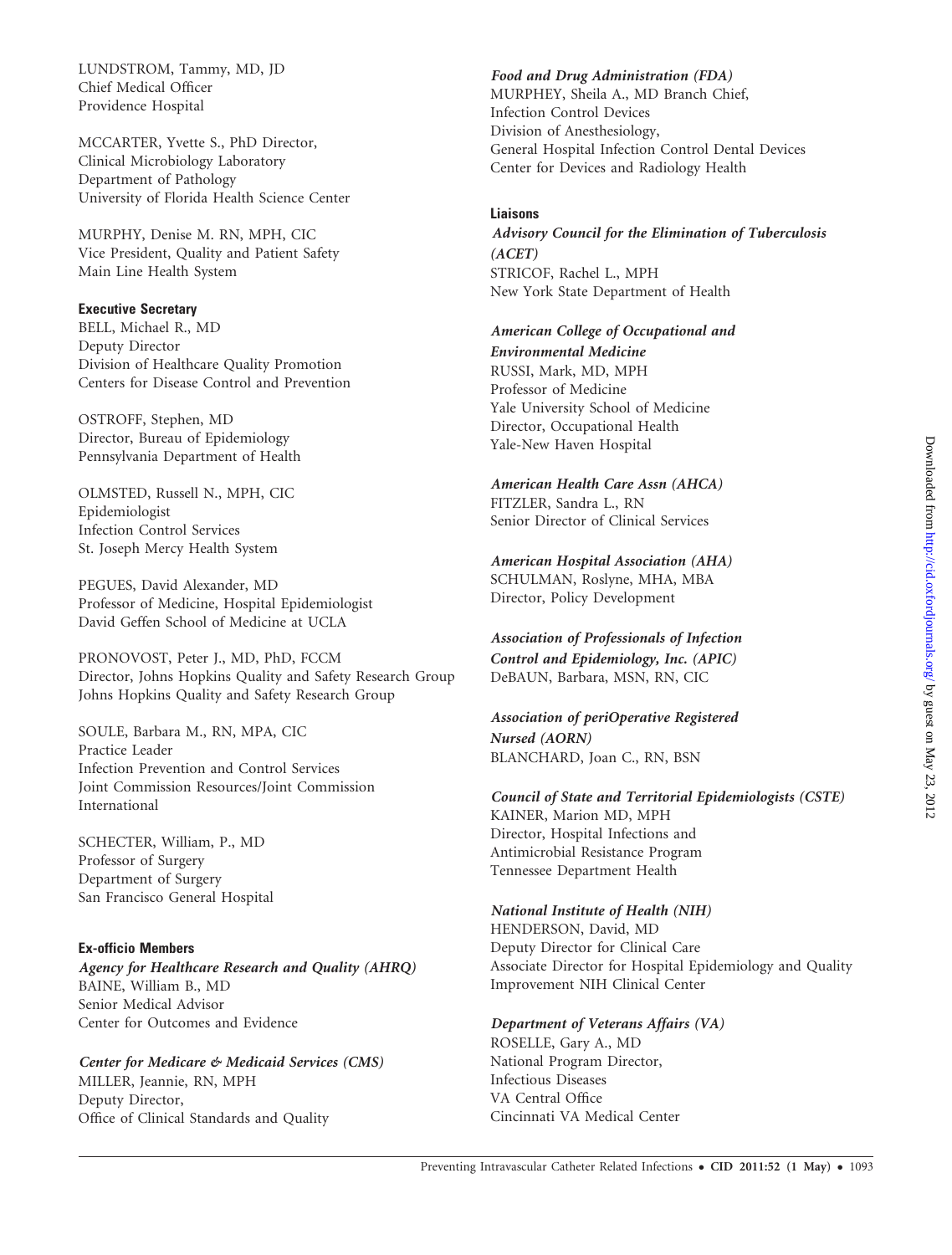LUNDSTROM, Tammy, MD, JD
Chief Medical Officer
Providence Hospital

MCCARTER, Yvette S., PhD Director,
Clinical Microbiology Laboratory
Department of Pathology
University of Florida Health Science Center

MURPHY, Denise M. RN, MPH, CIC
Vice President, Quality and Patient Safety
Main Line Health System

**Executive Secretary**

BELL, Michael R., MD
Deputy Director
Division of Healthcare Quality Promotion
Centers for Disease Control and Prevention

OSTROFF, Stephen, MD
Director, Bureau of Epidemiology
Pennsylvania Department of Health

OLMSTED, Russell N., MPH, CIC
Epidemiologist
Infection Control Services
St. Joseph Mercy Health System

PEGUES, David Alexander, MD
Professor of Medicine, Hospital Epidemiologist
David Geffen School of Medicine at UCLA

PRONOVOST, Peter J., MD, PhD, FCCM
Director, Johns Hopkins Quality and Safety Research Group
Johns Hopkins Quality and Safety Research Group

SOULE, Barbara M., RN, MPA, CIC
Practice Leader
Infection Prevention and Control Services
Joint Commission Resources/Joint Commission International

SCHECTER, William, P., MD
Professor of Surgery
Department of Surgery
San Francisco General Hospital

**Ex-officio Members**

*Agency for Healthcare Research and Quality (AHRQ)*
BAINE, William B., MD
Senior Medical Advisor
Center for Outcomes and Evidence

*Center for Medicare & Medicaid Services (CMS)*
MILLER, Jeannie, RN, MPH
Deputy Director,
Office of Clinical Standards and Quality

*Food and Drug Administration (FDA)*
MURPHEY, Sheila A., MD Branch Chief,
Infection Control Devices
Division of Anesthesiology,
General Hospital Infection Control Dental Devices
Center for Devices and Radiology Health

**Liaisons**

*Advisory Council for the Elimination of Tuberculosis (ACET)*
STRICOF, Rachel L., MPH
New York State Department of Health

*American College of Occupational and Environmental Medicine*
RUSSI, Mark, MD, MPH
Professor of Medicine
Yale University School of Medicine
Director, Occupational Health
Yale-New Haven Hospital

*American Health Care Assn (AHCA)*
FITZLER, Sandra L., RN
Senior Director of Clinical Services

*American Hospital Association (AHA)*
SCHULMAN, Roslyne, MHA, MBA
Director, Policy Development

*Association of Professionals of Infection Control and Epidemiology, Inc. (APIC)*
DeBAUN, Barbara, MSN, RN, CIC

*Association of periOperative Registered Nursed (AORN)*
BLANCHARD, Joan C., RN, BSN

*Council of State and Territorial Epidemiologists (CSTE)*
KAINER, Marion MD, MPH
Director, Hospital Infections and
Antimicrobial Resistance Program
Tennessee Department Health

*National Institute of Health (NIH)*
HENDERSON, David, MD
Deputy Director for Clinical Care
Associate Director for Hospital Epidemiology and Quality Improvement NIH Clinical Center

*Department of Veterans Affairs (VA)*
ROSELLE, Gary A., MD
National Program Director,
Infectious Diseases
VA Central Office
Cincinnati VA Medical Center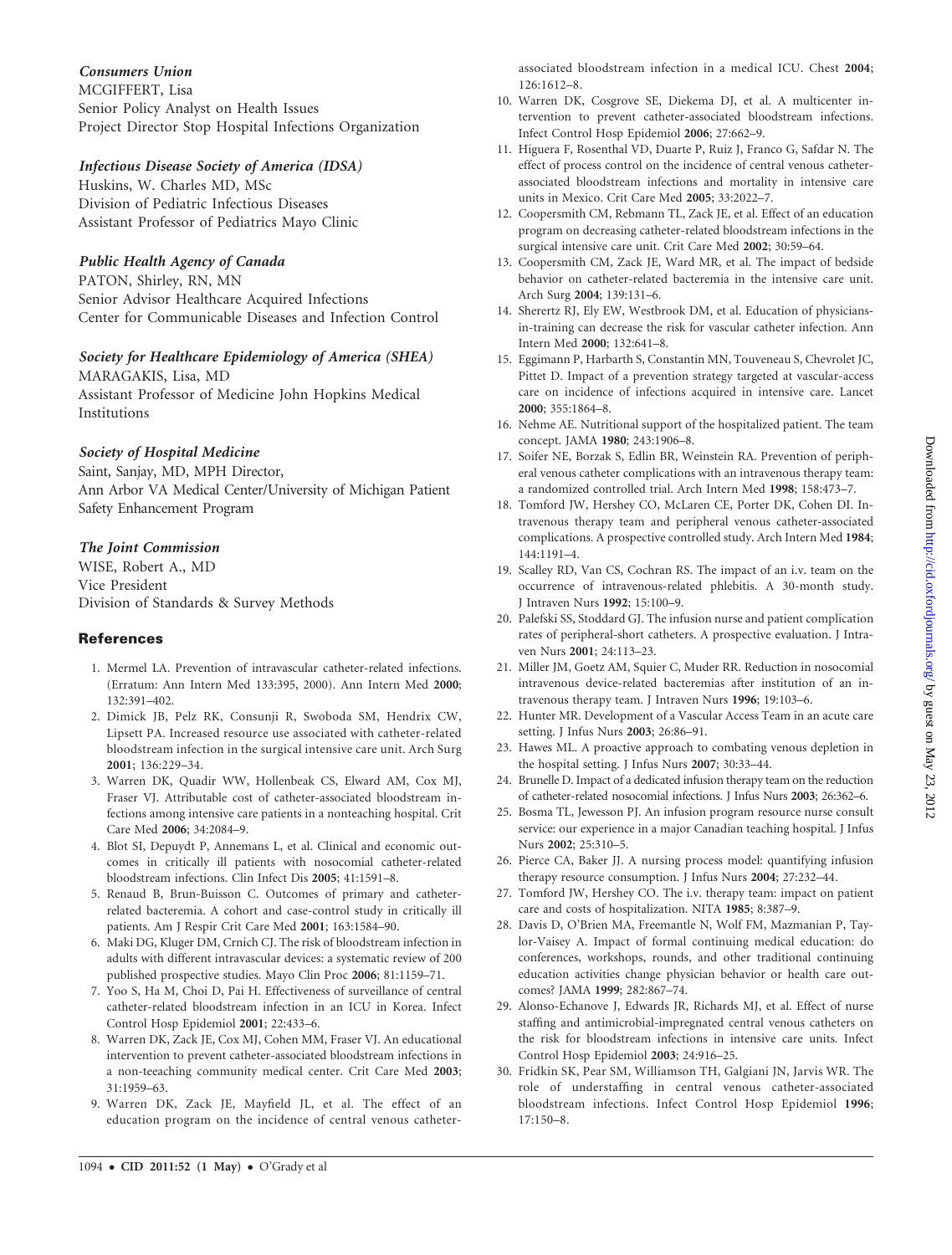*Consumers Union*
MCGIFFERT, Lisa
Senior Policy Analyst on Health Issues
Project Director Stop Hospital Infections Organization

*Infectious Disease Society of America (IDSA)*
Huskins, W. Charles MD, MSc
Division of Pediatric Infectious Diseases
Assistant Professor of Pediatrics Mayo Clinic

*Public Health Agency of Canada*
PATON, Shirley, RN, MN
Senior Advisor Healthcare Acquired Infections
Center for Communicable Diseases and Infection Control

*Society for Healthcare Epidemiology of America (SHEA)*
MARAGAKIS, Lisa, MD
Assistant Professor of Medicine John Hopkins Medical Institutions

*Society of Hospital Medicine*
Saint, Sanjay, MD, MPH Director,
Ann Arbor VA Medical Center/University of Michigan Patient Safety Enhancement Program

*The Joint Commission*
WISE, Robert A., MD
Vice President
Division of Standards & Survey Methods

## References

1. Mermel LA. Prevention of intravascular catheter-related infections. (Erratum: Ann Intern Med 133:395, 2000). Ann Intern Med **2000**; 132:391–402.
2. Dimick JB, Pelz RK, Consunji R, Swoboda SM, Hendrix CW, Lipsett PA. Increased resource use associated with catheter-related bloodstream infection in the surgical intensive care unit. Arch Surg **2001**; 136:229–34.
3. Warren DK, Quadir WW, Hollenbeak CS, Elward AM, Cox MJ, Fraser VJ. Attributable cost of catheter-associated bloodstream infections among intensive care patients in a nonteaching hospital. Crit Care Med **2006**; 34:2084–9.
4. Blot SI, Depuydt P, Annemans L, et al. Clinical and economic outcomes in critically ill patients with nosocomial catheter-related bloodstream infections. Clin Infect Dis **2005**; 41:1591–8.
5. Renaud B, Brun-Buisson C. Outcomes of primary and catheter-related bacteremia. A cohort and case-control study in critically ill patients. Am J Respir Crit Care Med **2001**; 163:1584–90.
6. Maki DG, Kluger DM, Crnich CJ. The risk of bloodstream infection in adults with different intravascular devices: a systematic review of 200 published prospective studies. Mayo Clin Proc **2006**; 81:1159–71.
7. Yoo S, Ha M, Choi D, Pai H. Effectiveness of surveillance of central catheter-related bloodstream infection in an ICU in Korea. Infect Control Hosp Epidemiol **2001**; 22:433–6.
8. Warren DK, Zack JE, Cox MJ, Cohen MM, Fraser VJ. An educational intervention to prevent catheter-associated bloodstream infections in a non-teeaching community medical center. Crit Care Med **2003**; 31:1959–63.
9. Warren DK, Zack JE, Mayfield JL, et al. The effect of an education program on the incidence of central venous catheter-associated bloodstream infection in a medical ICU. Chest **2004**; 126:1612–8.
10. Warren DK, Cosgrove SE, Diekema DJ, et al. A multicenter intervention to prevent catheter-associated bloodstream infections. Infect Control Hosp Epidemiol **2006**; 27:662–9.
11. Higuera F, Rosenthal VD, Duarte P, Ruiz J, Franco G, Safdar N. The effect of process control on the incidence of central venous catheter-associated bloodstream infections and mortality in intensive care units in Mexico. Crit Care Med **2005**; 33:2022–7.
12. Coopersmith CM, Rebmann TL, Zack JE, et al. Effect of an education program on decreasing catheter-related bloodstream infections in the surgical intensive care unit. Crit Care Med **2002**; 30:59–64.
13. Coopersmith CM, Zack JE, Ward MR, et al. The impact of bedside behavior on catheter-related bacteremia in the intensive care unit. Arch Surg **2004**; 139:131–6.
14. Sherertz RJ, Ely EW, Westbrook DM, et al. Education of physicians-in-training can decrease the risk for vascular catheter infection. Ann Intern Med **2000**; 132:641–8.
15. Eggimann P, Harbarth S, Constantin MN, Touveneau S, Chevrolet JC, Pittet D. Impact of a prevention strategy targeted at vascular-access care on incidence of infections acquired in intensive care. Lancet **2000**; 355:1864–8.
16. Nehme AE. Nutritional support of the hospitalized patient. The team concept. JAMA **1980**; 243:1906–8.
17. Soifer NE, Borzak S, Edlin BR, Weinstein RA. Prevention of peripheral venous catheter complications with an intravenous therapy team: a randomized controlled trial. Arch Intern Med **1998**; 158:473–7.
18. Tomford JW, Hershey CO, McLaren CE, Porter DK, Cohen DI. Intravenous therapy team and peripheral venous catheter-associated complications. A prospective controlled study. Arch Intern Med **1984**; 144:1191–4.
19. Scalley RD, Van CS, Cochran RS. The impact of an i.v. team on the occurrence of intravenous-related phlebitis. A 30-month study. J Intraven Nurs **1992**; 15:100–9.
20. Palefski SS, Stoddard GJ. The infusion nurse and patient complication rates of peripheral-short catheters. A prospective evaluation. J Intraven Nurs **2001**; 24:113–23.
21. Miller JM, Goetz AM, Squier C, Muder RR. Reduction in nosocomial intravenous device-related bacteremias after institution of an intravenous therapy team. J Intraven Nurs **1996**; 19:103–6.
22. Hunter MR. Development of a Vascular Access Team in an acute care setting. J Infus Nurs **2003**; 26:86–91.
23. Hawes ML. A proactive approach to combating venous depletion in the hospital setting. J Infus Nurs **2007**; 30:33–44.
24. Brunelle D. Impact of a dedicated infusion therapy team on the reduction of catheter-related nosocomial infections. J Infus Nurs **2003**; 26:362–6.
25. Bosma TL, Jewesson PJ. An infusion program resource nurse consult service: our experience in a major Canadian teaching hospital. J Infus Nurs **2002**; 25:310–5.
26. Pierce CA, Baker JJ. A nursing process model: quantifying infusion therapy resource consumption. J Infus Nurs **2004**; 27:232–44.
27. Tomford JW, Hershey CO. The i.v. therapy team: impact on patient care and costs of hospitalization. NITA **1985**; 8:387–9.
28. Davis D, O'Brien MA, Freemantle N, Wolf FM, Mazmanian P, Taylor-Vaisey A. Impact of formal continuing medical education: do conferences, workshops, rounds, and other traditional continuing education activities change physician behavior or health care outcomes? JAMA **1999**; 282:867–74.
29. Alonso-Echanove J, Edwards JR, Richards MJ, et al. Effect of nurse staffing and antimicrobial-impregnated central venous catheters on the risk for bloodstream infections in intensive care units. Infect Control Hosp Epidemiol **2003**; 24:916–25.
30. Fridkin SK, Pear SM, Williamson TH, Galgiani JN, Jarvis WR. The role of understaffing in central venous catheter-associated bloodstream infections. Infect Control Hosp Epidemiol **1996**; 17:150–8.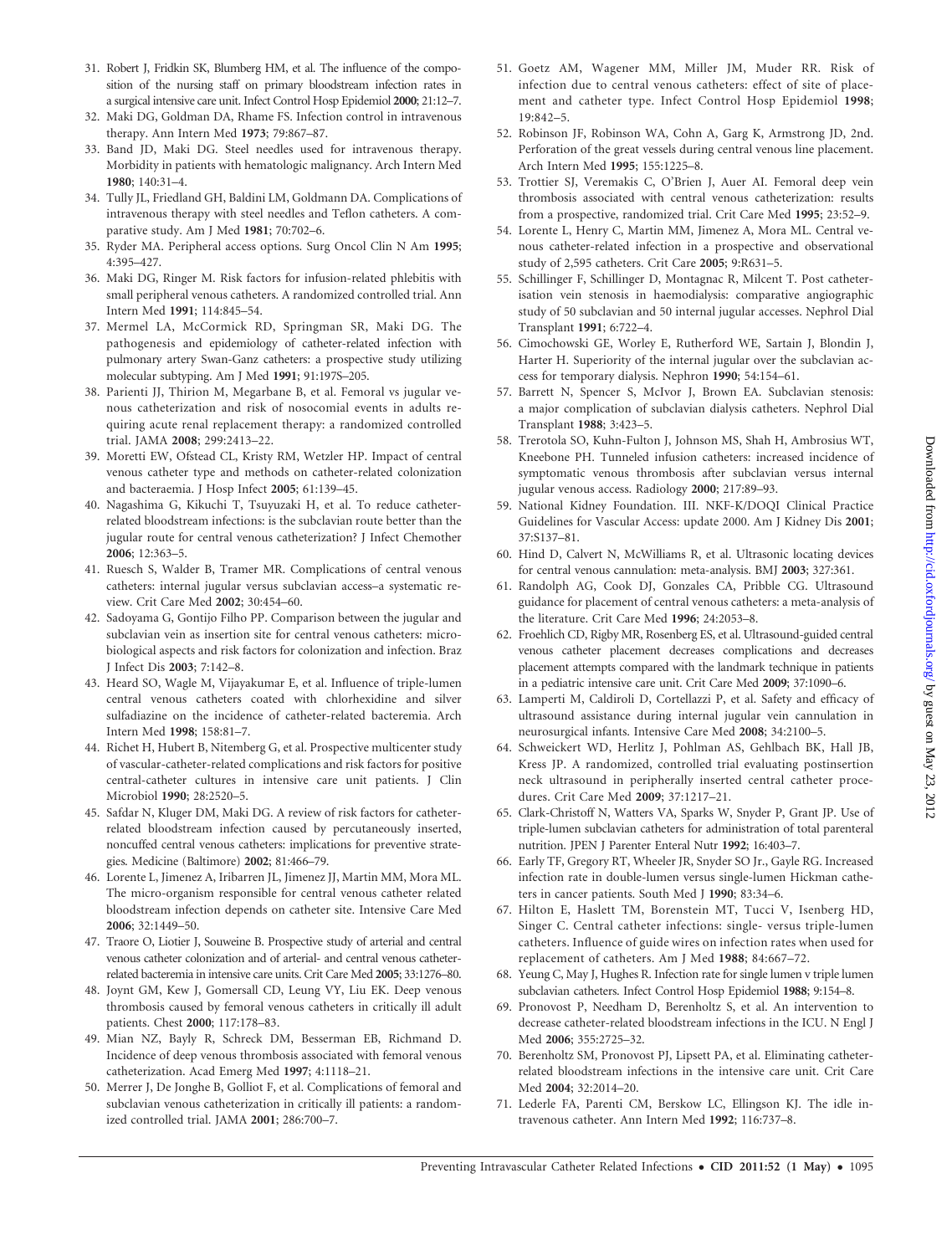31. Robert J, Fridkin SK, Blumberg HM, et al. The influence of the composition of the nursing staff on primary bloodstream infection rates in a surgical intensive care unit. Infect Control Hosp Epidemiol **2000**; 21:12–7.
32. Maki DG, Goldman DA, Rhame FS. Infection control in intravenous therapy. Ann Intern Med **1973**; 79:867–87.
33. Band JD, Maki DG. Steel needles used for intravenous therapy. Morbidity in patients with hematologic malignancy. Arch Intern Med **1980**; 140:31–4.
34. Tully JL, Friedland GH, Baldini LM, Goldmann DA. Complications of intravenous therapy with steel needles and Teflon catheters. A comparative study. Am J Med **1981**; 70:702–6.
35. Ryder MA. Peripheral access options. Surg Oncol Clin N Am **1995**; 4:395–427.
36. Maki DG, Ringer M. Risk factors for infusion-related phlebitis with small peripheral venous catheters. A randomized controlled trial. Ann Intern Med **1991**; 114:845–54.
37. Mermel LA, McCormick RD, Springman SR, Maki DG. The pathogenesis and epidemiology of catheter-related infection with pulmonary artery Swan-Ganz catheters: a prospective study utilizing molecular subtyping. Am J Med **1991**; 91:197S–205.
38. Parienti JJ, Thirion M, Megarbane B, et al. Femoral vs jugular venous catheterization and risk of nosocomial events in adults requiring acute renal replacement therapy: a randomized controlled trial. JAMA **2008**; 299:2413–22.
39. Moretti EW, Ofstead CL, Kristy RM, Wetzler HP. Impact of central venous catheter type and methods on catheter-related colonization and bacteraemia. J Hosp Infect **2005**; 61:139–45.
40. Nagashima G, Kikuchi T, Tsuyuzaki H, et al. To reduce catheter-related bloodstream infections: is the subclavian route better than the jugular route for central venous catheterization? J Infect Chemother **2006**; 12:363–5.
41. Ruesch S, Walder B, Tramer MR. Complications of central venous catheters: internal jugular versus subclavian access–a systematic review. Crit Care Med **2002**; 30:454–60.
42. Sadoyama G, Gontijo Filho PP. Comparison between the jugular and subclavian vein as insertion site for central venous catheters: microbiological aspects and risk factors for colonization and infection. Braz J Infect Dis **2003**; 7:142–8.
43. Heard SO, Wagle M, Vijayakumar E, et al. Influence of triple-lumen central venous catheters coated with chlorhexidine and silver sulfadiazine on the incidence of catheter-related bacteremia. Arch Intern Med **1998**; 158:81–7.
44. Richet H, Hubert B, Nitemberg G, et al. Prospective multicenter study of vascular-catheter-related complications and risk factors for positive central-catheter cultures in intensive care unit patients. J Clin Microbiol **1990**; 28:2520–5.
45. Safdar N, Kluger DM, Maki DG. A review of risk factors for catheter-related bloodstream infection caused by percutaneously inserted, noncuffed central venous catheters: implications for preventive strategies. Medicine (Baltimore) **2002**; 81:466–79.
46. Lorente L, Jimenez A, Iribarren JL, Jimenez JJ, Martin MM, Mora ML. The micro-organism responsible for central venous catheter related bloodstream infection depends on catheter site. Intensive Care Med **2006**; 32:1449–50.
47. Traore O, Liotier J, Souweine B. Prospective study of arterial and central venous catheter colonization and of arterial- and central venous catheter-related bacteremia in intensive care units. Crit Care Med **2005**; 33:1276–80.
48. Joynt GM, Kew J, Gomersall CD, Leung VY, Liu EK. Deep venous thrombosis caused by femoral venous catheters in critically ill adult patients. Chest **2000**; 117:178–83.
49. Mian NZ, Bayly R, Schreck DM, Besserman EB, Richmond D. Incidence of deep venous thrombosis associated with femoral venous catheterization. Acad Emerg Med **1997**; 4:1118–21.
50. Merrer J, De Jonghe B, Golliot F, et al. Complications of femoral and subclavian venous catheterization in critically ill patients: a randomized controlled trial. JAMA **2001**; 286:700–7.
51. Goetz AM, Wagener MM, Miller JM, Muder RR. Risk of infection due to central venous catheters: effect of site of placement and catheter type. Infect Control Hosp Epidemiol **1998**; 19:842–5.
52. Robinson JF, Robinson WA, Cohn A, Garg K, Armstrong JD, 2nd. Perforation of the great vessels during central venous line placement. Arch Intern Med **1995**; 155:1225–8.
53. Trottier SJ, Veremakis C, O'Brien J, Auer AI. Femoral deep vein thrombosis associated with central venous catheterization: results from a prospective, randomized trial. Crit Care Med **1995**; 23:52–9.
54. Lorente L, Henry C, Martin MM, Jimenez A, Mora ML. Central venous catheter-related infection in a prospective and observational study of 2,595 catheters. Crit Care **2005**; 9:R631–5.
55. Schillinger F, Schillinger D, Montagnac R, Milcent T. Post catheterisation vein stenosis in haemodialysis: comparative angiographic study of 50 subclavian and 50 internal jugular accesses. Nephrol Dial Transplant **1991**; 6:722–4.
56. Cimochowski GE, Worley E, Rutherford WE, Sartain J, Blondin J, Harter H. Superiority of the internal jugular over the subclavian access for temporary dialysis. Nephron **1990**; 54:154–61.
57. Barrett N, Spencer S, McIvor J, Brown EA. Subclavian stenosis: a major complication of subclavian dialysis catheters. Nephrol Dial Transplant **1988**; 3:423–5.
58. Trerotola SO, Kuhn-Fulton J, Johnson MS, Shah H, Ambrosius WT, Kneebone PH. Tunneled infusion catheters: increased incidence of symptomatic venous thrombosis after subclavian versus internal jugular venous access. Radiology **2000**; 217:89–93.
59. National Kidney Foundation. III. NKF-K/DOQI Clinical Practice Guidelines for Vascular Access: update 2000. Am J Kidney Dis **2001**; 37:S137–81.
60. Hind D, Calvert N, McWilliams R, et al. Ultrasonic locating devices for central venous cannulation: meta-analysis. BMJ **2003**; 327:361.
61. Randolph AG, Cook DJ, Gonzales CA, Pribble CG. Ultrasound guidance for placement of central venous catheters: a meta-analysis of the literature. Crit Care Med **1996**; 24:2053–8.
62. Froehlich CD, Rigby MR, Rosenberg ES, et al. Ultrasound-guided central venous catheter placement decreases complications and decreases placement attempts compared with the landmark technique in patients in a pediatric intensive care unit. Crit Care Med **2009**; 37:1090–6.
63. Lamperti M, Caldiroli D, Cortellazzi P, et al. Safety and efficacy of ultrasound assistance during internal jugular vein cannulation in neurosurgical infants. Intensive Care Med **2008**; 34:2100–5.
64. Schweickert WD, Herlitz J, Pohlman AS, Gehlbach BK, Hall JB, Kress JP. A randomized, controlled trial evaluating postinsertion neck ultrasound in peripherally inserted central catheter procedures. Crit Care Med **2009**; 37:1217–21.
65. Clark-Christoff N, Watters VA, Sparks W, Snyder P, Grant JP. Use of triple-lumen subclavian catheters for administration of total parenteral nutrition. JPEN J Parenter Enteral Nutr **1992**; 16:403–7.
66. Early TF, Gregory RT, Wheeler JR, Snyder SO Jr., Gayle RG. Increased infection rate in double-lumen versus single-lumen Hickman catheters in cancer patients. South Med J **1990**; 83:34–6.
67. Hilton E, Haslett TM, Borenstein MT, Tucci V, Isenberg HD, Singer C. Central catheter infections: single- versus triple-lumen catheters. Influence of guide wires on infection rates when used for replacement of catheters. Am J Med **1988**; 84:667–72.
68. Yeung C, May J, Hughes R. Infection rate for single lumen v triple lumen subclavian catheters. Infect Control Hosp Epidemiol **1988**; 9:154–8.
69. Pronovost P, Needham D, Berenholtz S, et al. An intervention to decrease catheter-related bloodstream infections in the ICU. N Engl J Med **2006**; 355:2725–32.
70. Berenholtz SM, Pronovost PJ, Lipsett PA, et al. Eliminating catheter-related bloodstream infections in the intensive care unit. Crit Care Med **2004**; 32:2014–20.
71. Lederle FA, Parenti CM, Berskow LC, Ellingson KJ. The idle intravenous catheter. Ann Intern Med **1992**; 116:737–8.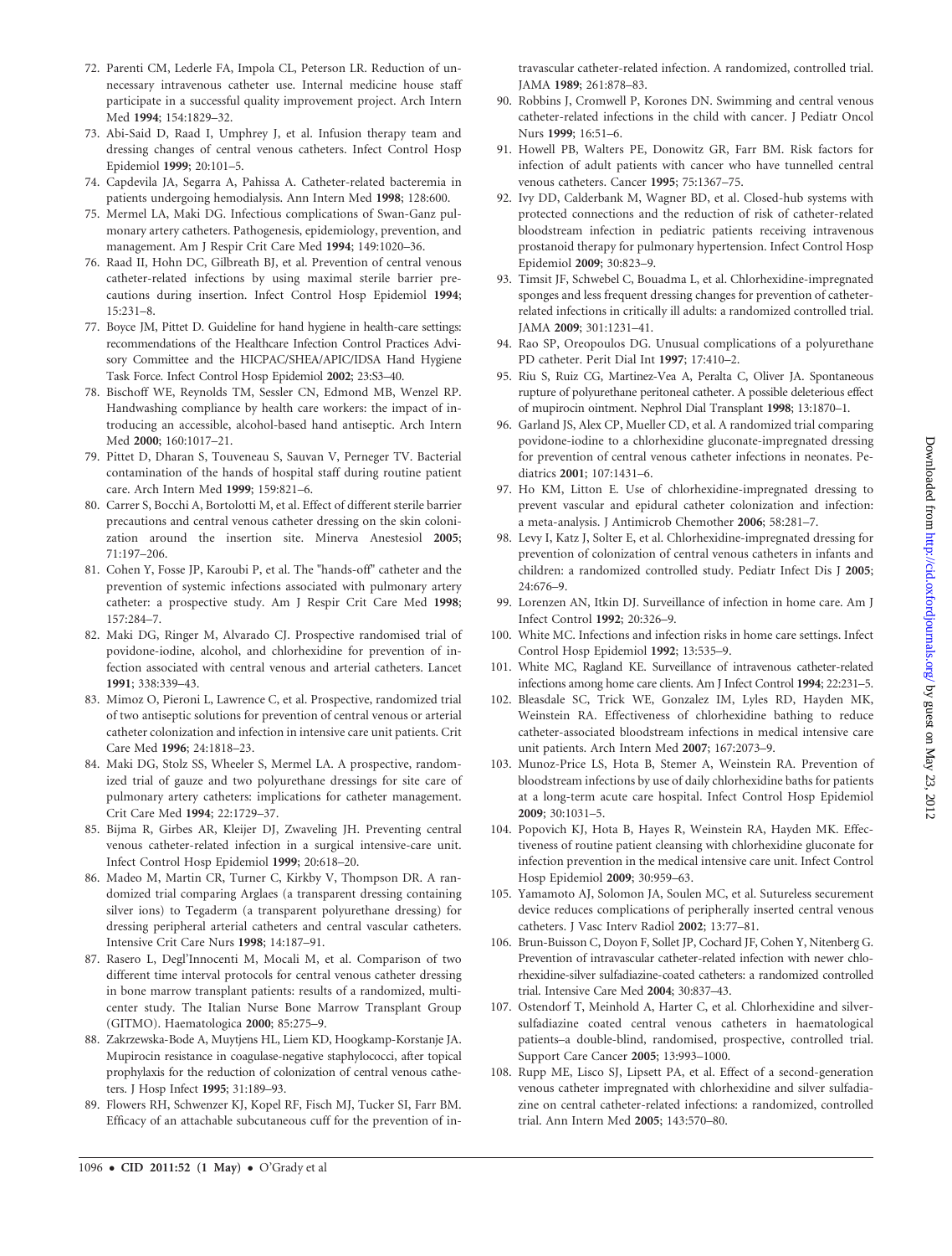72. Parenti CM, Lederle FA, Impola CL, Peterson LR. Reduction of unnecessary intravenous catheter use. Internal medicine house staff participate in a successful quality improvement project. Arch Intern Med **1994**; 154:1829–32.
73. Abi-Said D, Raad I, Umphrey J, et al. Infusion therapy team and dressing changes of central venous catheters. Infect Control Hosp Epidemiol **1999**; 20:101–5.
74. Capdevila JA, Segarra A, Pahissa A. Catheter-related bacteremia in patients undergoing hemodialysis. Ann Intern Med **1998**; 128:600.
75. Mermel LA, Maki DG. Infectious complications of Swan-Ganz pulmonary artery catheters. Pathogenesis, epidemiology, prevention, and management. Am J Respir Crit Care Med **1994**; 149:1020–36.
76. Raad II, Hohn DC, Gilbreath BJ, et al. Prevention of central venous catheter-related infections by using maximal sterile barrier precautions during insertion. Infect Control Hosp Epidemiol **1994**; 15:231–8.
77. Boyce JM, Pittet D. Guideline for hand hygiene in health-care settings: recommendations of the Healthcare Infection Control Practices Advisory Committee and the HICPAC/SHEA/APIC/IDSA Hand Hygiene Task Force. Infect Control Hosp Epidemiol **2002**; 23:S3–40.
78. Bischoff WE, Reynolds TM, Sessler CN, Edmond MB, Wenzel RP. Handwashing compliance by health care workers: the impact of introducing an accessible, alcohol-based hand antiseptic. Arch Intern Med **2000**; 160:1017–21.
79. Pittet D, Dharan S, Touveneau S, Sauvan V, Perneger TV. Bacterial contamination of the hands of hospital staff during routine patient care. Arch Intern Med **1999**; 159:821–6.
80. Carrer S, Bocchi A, Bortolotti M, et al. Effect of different sterile barrier precautions and central venous catheter dressing on the skin colonization around the insertion site. Minerva Anestesiol **2005**; 71:197–206.
81. Cohen Y, Fosse JP, Karoubi P, et al. The "hands-off" catheter and the prevention of systemic infections associated with pulmonary artery catheter: a prospective study. Am J Respir Crit Care Med **1998**; 157:284–7.
82. Maki DG, Ringer M, Alvarado CJ. Prospective randomised trial of povidone-iodine, alcohol, and chlorhexidine for prevention of infection associated with central venous and arterial catheters. Lancet **1991**; 338:339–43.
83. Mimoz O, Pieroni L, Lawrence C, et al. Prospective, randomized trial of two antiseptic solutions for prevention of central venous or arterial catheter colonization and infection in intensive care unit patients. Crit Care Med **1996**; 24:1818–23.
84. Maki DG, Stolz SS, Wheeler S, Mermel LA. A prospective, randomized trial of gauze and two polyurethane dressings for site care of pulmonary artery catheters: implications for catheter management. Crit Care Med **1994**; 22:1729–37.
85. Bijma R, Girbes AR, Kleijer DJ, Zwaveling JH. Preventing central venous catheter-related infection in a surgical intensive-care unit. Infect Control Hosp Epidemiol **1999**; 20:618–20.
86. Madeo M, Martin CR, Turner C, Kirkby V, Thompson DR. A randomized trial comparing Arglaes (a transparent dressing containing silver ions) to Tegaderm (a transparent polyurethane dressing) for dressing peripheral arterial catheters and central vascular catheters. Intensive Crit Care Nurs **1998**; 14:187–91.
87. Rasero L, Degl'Innocenti M, Mocali M, et al. Comparison of two different time interval protocols for central venous catheter dressing in bone marrow transplant patients: results of a randomized, multicenter study. The Italian Nurse Bone Marrow Transplant Group (GITMO). Haematologica **2000**; 85:275–9.
88. Zakrzewska-Bode A, Muytjens HL, Liem KD, Hoogkamp-Korstanje JA. Mupirocin resistance in coagulase-negative staphylococci, after topical prophylaxis for the reduction of colonization of central venous catheters. J Hosp Infect **1995**; 31:189–93.
89. Flowers RH, Schwenzer KJ, Kopel RF, Fisch MJ, Tucker SI, Farr BM. Efficacy of an attachable subcutaneous cuff for the prevention of intravascular catheter-related infection. A randomized, controlled trial. JAMA **1989**; 261:878–83.
90. Robbins J, Cromwell P, Korones DN. Swimming and central venous catheter-related infections in the child with cancer. J Pediatr Oncol Nurs **1999**; 16:51–6.
91. Howell PB, Walters PE, Donowitz GR, Farr BM. Risk factors for infection of adult patients with cancer who have tunnelled central venous catheters. Cancer **1995**; 75:1367–75.
92. Ivy DD, Calderbank M, Wagner BD, et al. Closed-hub systems with protected connections and the reduction of risk of catheter-related bloodstream infection in pediatric patients receiving intravenous prostanoid therapy for pulmonary hypertension. Infect Control Hosp Epidemiol **2009**; 30:823–9.
93. Timsit JF, Schwebel C, Bouadma L, et al. Chlorhexidine-impregnated sponges and less frequent dressing changes for prevention of catheter-related infections in critically ill adults: a randomized controlled trial. JAMA **2009**; 301:1231–41.
94. Rao SP, Oreopoulos DG. Unusual complications of a polyurethane PD catheter. Perit Dial Int **1997**; 17:410–2.
95. Riu S, Ruiz CG, Martinez-Vea A, Peralta C, Oliver JA. Spontaneous rupture of polyurethane peritoneal catheter. A possible deleterious effect of mupirocin ointment. Nephrol Dial Transplant **1998**; 13:1870–1.
96. Garland JS, Alex CP, Mueller CD, et al. A randomized trial comparing povidone-iodine to a chlorhexidine gluconate-impregnated dressing for prevention of central venous catheter infections in neonates. Pediatrics **2001**; 107:1431–6.
97. Ho KM, Litton E. Use of chlorhexidine-impregnated dressing to prevent vascular and epidural catheter colonization and infection: a meta-analysis. J Antimicrob Chemother **2006**; 58:281–7.
98. Levy I, Katz J, Solter E, et al. Chlorhexidine-impregnated dressing for prevention of colonization of central venous catheters in infants and children: a randomized controlled study. Pediatr Infect Dis J **2005**; 24:676–9.
99. Lorenzen AN, Itkin DJ. Surveillance of infection in home care. Am J Infect Control **1992**; 20:326–9.
100. White MC. Infections and infection risks in home care settings. Infect Control Hosp Epidemiol **1992**; 13:535–9.
101. White MC, Ragland KE. Surveillance of intravenous catheter-related infections among home care clients. Am J Infect Control **1994**; 22:231–5.
102. Bleasdale SC, Trick WE, Gonzalez IM, Lyles RD, Hayden MK, Weinstein RA. Effectiveness of chlorhexidine bathing to reduce catheter-associated bloodstream infections in medical intensive care unit patients. Arch Intern Med **2007**; 167:2073–9.
103. Munoz-Price LS, Hota B, Stemer A, Weinstein RA. Prevention of bloodstream infections by use of daily chlorhexidine baths for patients at a long-term acute care hospital. Infect Control Hosp Epidemiol **2009**; 30:1031–5.
104. Popovich KJ, Hota B, Hayes R, Weinstein RA, Hayden MK. Effectiveness of routine patient cleansing with chlorhexidine gluconate for infection prevention in the medical intensive care unit. Infect Control Hosp Epidemiol **2009**; 30:959–63.
105. Yamamoto AJ, Solomon JA, Soulen MC, et al. Sutureless securement device reduces complications of peripherally inserted central venous catheters. J Vasc Interv Radiol **2002**; 13:77–81.
106. Brun-Buisson C, Doyon F, Sollet JP, Cochard JF, Cohen Y, Nitenberg G. Prevention of intravascular catheter-related infection with newer chlorhexidine-silver sulfadiazine-coated catheters: a randomized controlled trial. Intensive Care Med **2004**; 30:837–43.
107. Ostendorf T, Meinhold A, Harter C, et al. Chlorhexidine and silver-sulfadiazine coated central venous catheters in haematological patients–a double-blind, randomised, prospective, controlled trial. Support Care Cancer **2005**; 13:993–1000.
108. Rupp ME, Lisco SJ, Lipsett PA, et al. Effect of a second-generation venous catheter impregnated with chlorhexidine and silver sulfadiazine on central catheter-related infections: a randomized, controlled trial. Ann Intern Med **2005**; 143:570–80.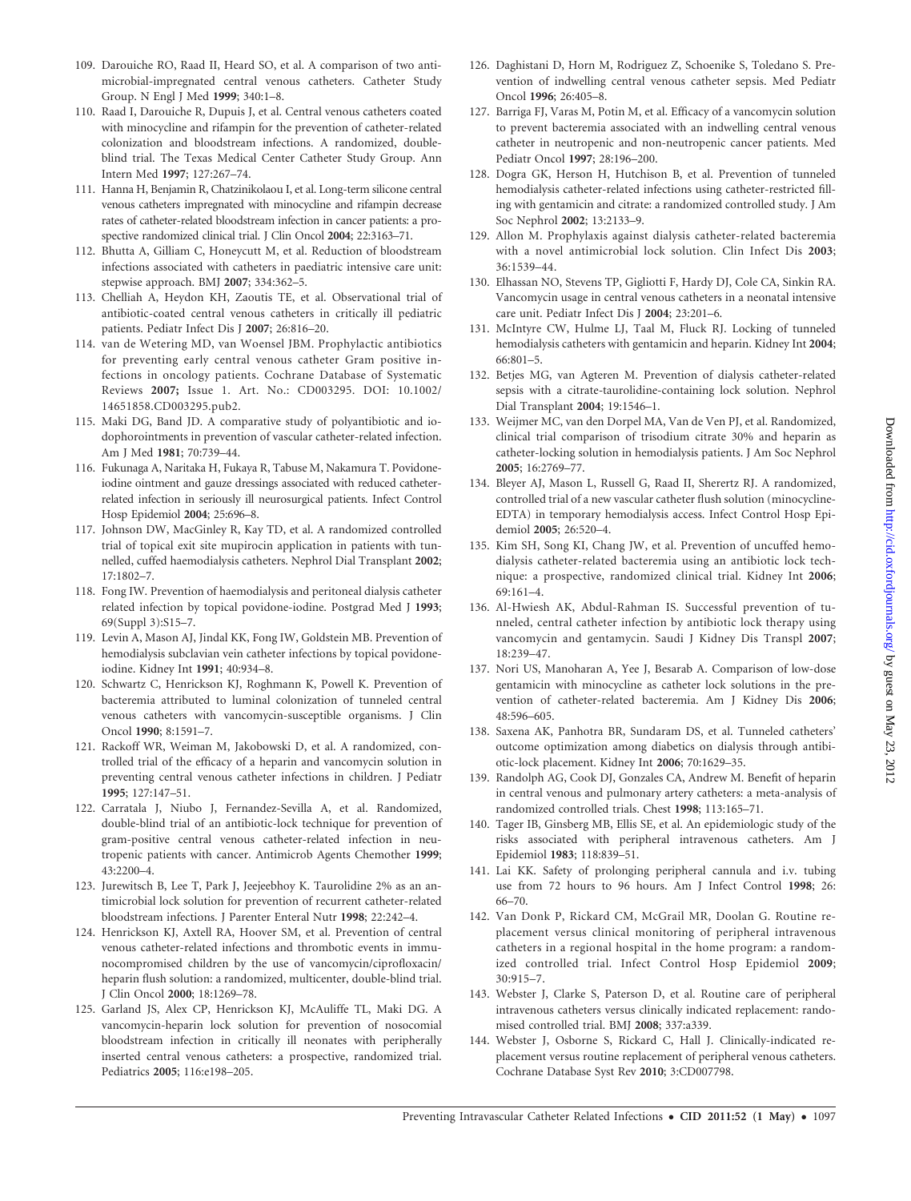109. Darouiche RO, Raad II, Heard SO, et al. A comparison of two antimicrobial-impregnated central venous catheters. Catheter Study Group. N Engl J Med **1999**; 340:1–8.
110. Raad I, Darouiche R, Dupuis J, et al. Central venous catheters coated with minocycline and rifampin for the prevention of catheter-related colonization and bloodstream infections. A randomized, double-blind trial. The Texas Medical Center Catheter Study Group. Ann Intern Med **1997**; 127:267–74.
111. Hanna H, Benjamin R, Chatzinikolaou I, et al. Long-term silicone central venous catheters impregnated with minocycline and rifampin decrease rates of catheter-related bloodstream infection in cancer patients: a prospective randomized clinical trial. J Clin Oncol **2004**; 22:3163–71.
112. Bhutta A, Gilliam C, Honeycutt M, et al. Reduction of bloodstream infections associated with catheters in paediatric intensive care unit: stepwise approach. BMJ **2007**; 334:362–5.
113. Chelliah A, Heydon KH, Zaoutis TE, et al. Observational trial of antibiotic-coated central venous catheters in critically ill pediatric patients. Pediatr Infect Dis J **2007**; 26:816–20.
114. van de Wetering MD, van Woensel JBM. Prophylactic antibiotics for preventing early central venous catheter Gram positive infections in oncology patients. Cochrane Database of Systematic Reviews **2007;** Issue 1. Art. No.: CD003295. DOI: 10.1002/14651858.CD003295.pub2.
115. Maki DG, Band JD. A comparative study of polyantibiotic and iodophorointments in prevention of vascular catheter-related infection. Am J Med **1981**; 70:739–44.
116. Fukunaga A, Naritaka H, Fukaya R, Tabuse M, Nakamura T. Povidone-iodine ointment and gauze dressings associated with reduced catheter-related infection in seriously ill neurosurgical patients. Infect Control Hosp Epidemiol **2004**; 25:696–8.
117. Johnson DW, MacGinley R, Kay TD, et al. A randomized controlled trial of topical exit site mupirocin application in patients with tunnelled, cuffed haemodialysis catheters. Nephrol Dial Transplant **2002**; 17:1802–7.
118. Fong IW. Prevention of haemodialysis and peritoneal dialysis catheter related infection by topical povidone-iodine. Postgrad Med J **1993**; 69(Suppl 3):S15–7.
119. Levin A, Mason AJ, Jindal KK, Fong IW, Goldstein MB. Prevention of hemodialysis subclavian vein catheter infections by topical povidone-iodine. Kidney Int **1991**; 40:934–8.
120. Schwartz C, Henrickson KJ, Roghmann K, Powell K. Prevention of bacteremia attributed to luminal colonization of tunneled central venous catheters with vancomycin-susceptible organisms. J Clin Oncol **1990**; 8:1591–7.
121. Rackoff WR, Weiman M, Jakobowski D, et al. A randomized, controlled trial of the efficacy of a heparin and vancomycin solution in preventing central venous catheter infections in children. J Pediatr **1995**; 127:147–51.
122. Carratala J, Niubo J, Fernandez-Sevilla A, et al. Randomized, double-blind trial of an antibiotic-lock technique for prevention of gram-positive central venous catheter-related infection in neutropenic patients with cancer. Antimicrob Agents Chemother **1999**; 43:2200–4.
123. Jurewitsch B, Lee T, Park J, Jeejeebhoy K. Taurolidine 2% as an antimicrobial lock solution for prevention of recurrent catheter-related bloodstream infections. J Parenter Enteral Nutr **1998**; 22:242–4.
124. Henrickson KJ, Axtell RA, Hoover SM, et al. Prevention of central venous catheter-related infections and thrombotic events in immunocompromised children by the use of vancomycin/ciprofloxacin/heparin flush solution: a randomized, multicenter, double-blind trial. J Clin Oncol **2000**; 18:1269–78.
125. Garland JS, Alex CP, Henrickson KJ, McAuliffe TL, Maki DG. A vancomycin-heparin lock solution for prevention of nosocomial bloodstream infection in critically ill neonates with peripherally inserted central venous catheters: a prospective, randomized trial. Pediatrics **2005**; 116:e198–205.
126. Daghistani D, Horn M, Rodriguez Z, Schoenike S, Toledano S. Prevention of indwelling central venous catheter sepsis. Med Pediatr Oncol **1996**; 26:405–8.
127. Barriga FJ, Varas M, Potin M, et al. Efficacy of a vancomycin solution to prevent bacteremia associated with an indwelling central venous catheter in neutropenic and non-neutropenic cancer patients. Med Pediatr Oncol **1997**; 28:196–200.
128. Dogra GK, Herson H, Hutchison B, et al. Prevention of tunneled hemodialysis catheter-related infections using catheter-restricted filling with gentamicin and citrate: a randomized controlled study. J Am Soc Nephrol **2002**; 13:2133–9.
129. Allon M. Prophylaxis against dialysis catheter-related bacteremia with a novel antimicrobial lock solution. Clin Infect Dis **2003**; 36:1539–44.
130. Elhassan NO, Stevens TP, Gigliotti F, Hardy DJ, Cole CA, Sinkin RA. Vancomycin usage in central venous catheters in a neonatal intensive care unit. Pediatr Infect Dis J **2004**; 23:201–6.
131. McIntyre CW, Hulme LJ, Taal M, Fluck RJ. Locking of tunneled hemodialysis catheters with gentamicin and heparin. Kidney Int **2004**; 66:801–5.
132. Betjes MG, van Agteren M. Prevention of dialysis catheter-related sepsis with a citrate-taurolidine-containing lock solution. Nephrol Dial Transplant **2004**; 19:1546–1.
133. Weijmer MC, van den Dorpel MA, Van de Ven PJ, et al. Randomized, clinical trial comparison of trisodium citrate 30% and heparin as catheter-locking solution in hemodialysis patients. J Am Soc Nephrol **2005**; 16:2769–77.
134. Bleyer AJ, Mason L, Russell G, Raad II, Sherertz RJ. A randomized, controlled trial of a new vascular catheter flush solution (minocycline-EDTA) in temporary hemodialysis access. Infect Control Hosp Epidemiol **2005**; 26:520–4.
135. Kim SH, Song KI, Chang JW, et al. Prevention of uncuffed hemodialysis catheter-related bacteremia using an antibiotic lock technique: a prospective, randomized clinical trial. Kidney Int **2006**; 69:161–4.
136. Al-Hwiesh AK, Abdul-Rahman IS. Successful prevention of tunneled, central catheter infection by antibiotic lock therapy using vancomycin and gentamycin. Saudi J Kidney Dis Transpl **2007**; 18:239–47.
137. Nori US, Manoharan A, Yee J, Besarab A. Comparison of low-dose gentamicin with minocycline as catheter lock solutions in the prevention of catheter-related bacteremia. Am J Kidney Dis **2006**; 48:596–605.
138. Saxena AK, Panhotra BR, Sundaram DS, et al. Tunneled catheters' outcome optimization among diabetics on dialysis through antibiotic-lock placement. Kidney Int **2006**; 70:1629–35.
139. Randolph AG, Cook DJ, Gonzales CA, Andrew M. Benefit of heparin in central venous and pulmonary artery catheters: a meta-analysis of randomized controlled trials. Chest **1998**; 113:165–71.
140. Tager IB, Ginsberg MB, Ellis SE, et al. An epidemiologic study of the risks associated with peripheral intravenous catheters. Am J Epidemiol **1983**; 118:839–51.
141. Lai KK. Safety of prolonging peripheral cannula and i.v. tubing use from 72 hours to 96 hours. Am J Infect Control **1998**; 26: 66–70.
142. Van Donk P, Rickard CM, McGrail MR, Doolan G. Routine replacement versus clinical monitoring of peripheral intravenous catheters in a regional hospital in the home program: a randomized controlled trial. Infect Control Hosp Epidemiol **2009**; 30:915–7.
143. Webster J, Clarke S, Paterson D, et al. Routine care of peripheral intravenous catheters versus clinically indicated replacement: randomised controlled trial. BMJ **2008**; 337:a339.
144. Webster J, Osborne S, Rickard C, Hall J. Clinically-indicated replacement versus routine replacement of peripheral venous catheters. Cochrane Database Syst Rev **2010**; 3:CD007798.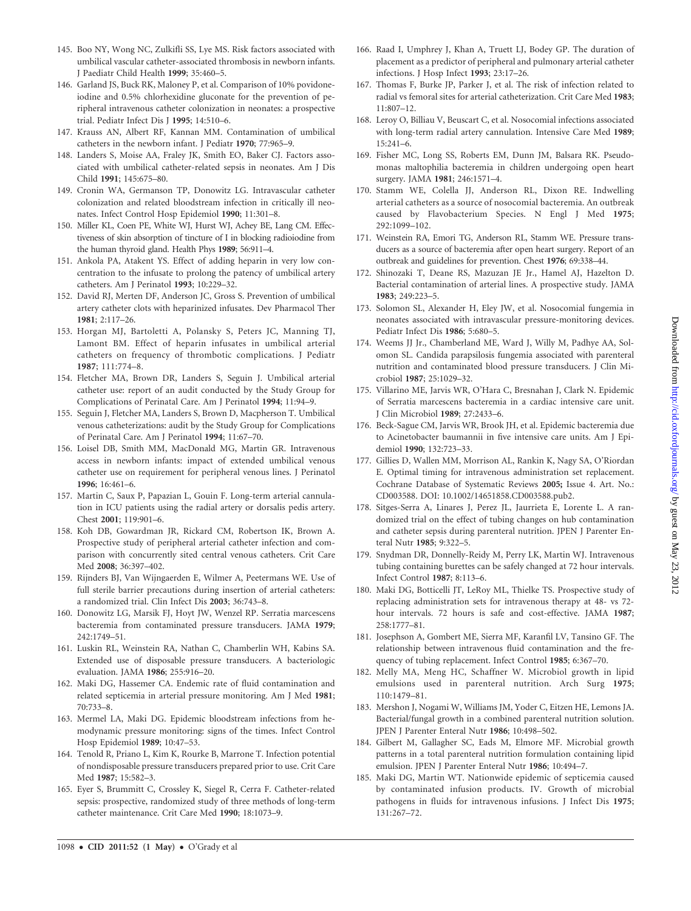145. Boo NY, Wong NC, Zulkifli SS, Lye MS. Risk factors associated with umbilical vascular catheter-associated thrombosis in newborn infants. J Paediatr Child Health **1999**; 35:460–5.
146. Garland JS, Buck RK, Maloney P, et al. Comparison of 10% povidone-iodine and 0.5% chlorhexidine gluconate for the prevention of peripheral intravenous catheter colonization in neonates: a prospective trial. Pediatr Infect Dis J **1995**; 14:510–6.
147. Krauss AN, Albert RF, Kannan MM. Contamination of umbilical catheters in the newborn infant. J Pediatr **1970**; 77:965–9.
148. Landers S, Moise AA, Fraley JK, Smith EO, Baker CJ. Factors associated with umbilical catheter-related sepsis in neonates. Am J Dis Child **1991**; 145:675–80.
149. Cronin WA, Germanson TP, Donowitz LG. Intravascular catheter colonization and related bloodstream infection in critically ill neonates. Infect Control Hosp Epidemiol **1990**; 11:301–8.
150. Miller KL, Coen PE, White WJ, Hurst WJ, Achey BE, Lang CM. Effectiveness of skin absorption of tincture of I in blocking radioiodine from the human thyroid gland. Health Phys **1989**; 56:911–4.
151. Ankola PA, Atakent YS. Effect of adding heparin in very low concentration to the infusate to prolong the patency of umbilical artery catheters. Am J Perinatol **1993**; 10:229–32.
152. David RJ, Merten DF, Anderson JC, Gross S. Prevention of umbilical artery catheter clots with heparinized infusates. Dev Pharmacol Ther **1981**; 2:117–26.
153. Horgan MJ, Bartoletti A, Polansky S, Peters JC, Manning TJ, Lamont BM. Effect of heparin infusates in umbilical arterial catheters on frequency of thrombotic complications. J Pediatr **1987**; 111:774–8.
154. Fletcher MA, Brown DR, Landers S, Seguin J. Umbilical arterial catheter use: report of an audit conducted by the Study Group for Complications of Perinatal Care. Am J Perinatol **1994**; 11:94–9.
155. Seguin J, Fletcher MA, Landers S, Brown D, Macpherson T. Umbilical venous catheterizations: audit by the Study Group for Complications of Perinatal Care. Am J Perinatol **1994**; 11:67–70.
156. Loisel DB, Smith MM, MacDonald MG, Martin GR. Intravenous access in newborn infants: impact of extended umbilical venous catheter use on requirement for peripheral venous lines. J Perinatol **1996**; 16:461–6.
157. Martin C, Saux P, Papazian L, Gouin F. Long-term arterial cannulation in ICU patients using the radial artery or dorsalis pedis artery. Chest **2001**; 119:901–6.
158. Koh DB, Gowardman JR, Rickard CM, Robertson IK, Brown A. Prospective study of peripheral arterial catheter infection and comparison with concurrently sited central venous catheters. Crit Care Med **2008**; 36:397–402.
159. Rijnders BJ, Van Wijngaerden E, Wilmer A, Peetermans WE. Use of full sterile barrier precautions during insertion of arterial catheters: a randomized trial. Clin Infect Dis **2003**; 36:743–8.
160. Donowitz LG, Marsik FJ, Hoyt JW, Wenzel RP. Serratia marcescens bacteremia from contaminated pressure transducers. JAMA **1979**; 242:1749–51.
161. Luskin RL, Weinstein RA, Nathan C, Chamberlin WH, Kabins SA. Extended use of disposable pressure transducers. A bacteriologic evaluation. JAMA **1986**; 255:916–20.
162. Maki DG, Hassemer CA. Endemic rate of fluid contamination and related septicemia in arterial pressure monitoring. Am J Med **1981**; 70:733–8.
163. Mermel LA, Maki DG. Epidemic bloodstream infections from hemodynamic pressure monitoring: signs of the times. Infect Control Hosp Epidemiol **1989**; 10:47–53.
164. Tenold R, Priano L, Kim K, Rourke B, Marrone T. Infection potential of nondisposable pressure transducers prepared prior to use. Crit Care Med **1987**; 15:582–3.
165. Eyer S, Brummitt C, Crossley K, Siegel R, Cerra F. Catheter-related sepsis: prospective, randomized study of three methods of long-term catheter maintenance. Crit Care Med **1990**; 18:1073–9.
166. Raad I, Umphrey J, Khan A, Truett LJ, Bodey GP. The duration of placement as a predictor of peripheral and pulmonary arterial catheter infections. J Hosp Infect **1993**; 23:17–26.
167. Thomas F, Burke JP, Parker J, et al. The risk of infection related to radial vs femoral sites for arterial catheterization. Crit Care Med **1983**; 11:807–12.
168. Leroy O, Billiau V, Beuscart C, et al. Nosocomial infections associated with long-term radial artery cannulation. Intensive Care Med **1989**; 15:241–6.
169. Fisher MC, Long SS, Roberts EM, Dunn JM, Balsara RK. Pseudomonas maltophilia bacteremia in children undergoing open heart surgery. JAMA **1981**; 246:1571–4.
170. Stamm WE, Colella JJ, Anderson RL, Dixon RE. Indwelling arterial catheters as a source of nosocomial bacteremia. An outbreak caused by Flavobacterium Species. N Engl J Med **1975**; 292:1099–102.
171. Weinstein RA, Emori TG, Anderson RL, Stamm WE. Pressure transducers as a source of bacteremia after open heart surgery. Report of an outbreak and guidelines for prevention. Chest **1976**; 69:338–44.
172. Shinozaki T, Deane RS, Mazuzan JE Jr., Hamel AJ, Hazelton D. Bacterial contamination of arterial lines. A prospective study. JAMA **1983**; 249:223–5.
173. Solomon SL, Alexander H, Eley JW, et al. Nosocomial fungemia in neonates associated with intravascular pressure-monitoring devices. Pediatr Infect Dis **1986**; 5:680–5.
174. Weems JJ Jr., Chamberland ME, Ward J, Willy M, Padhye AA, Solomon SL. Candida parapsilosis fungemia associated with parenteral nutrition and contaminated blood pressure transducers. J Clin Microbiol **1987**; 25:1029–32.
175. Villarino ME, Jarvis WR, O'Hara C, Bresnahan J, Clark N. Epidemic of Serratia marcescens bacteremia in a cardiac intensive care unit. J Clin Microbiol **1989**; 27:2433–6.
176. Beck-Sague CM, Jarvis WR, Brook JH, et al. Epidemic bacteremia due to Acinetobacter baumannii in five intensive care units. Am J Epidemiol **1990**; 132:723–33.
177. Gillies D, Wallen MM, Morrison AL, Rankin K, Nagy SA, O'Riordan E. Optimal timing for intravenous administration set replacement. Cochrane Database of Systematic Reviews **2005;** Issue 4. Art. No.: CD003588. DOI: 10.1002/14651858.CD003588.pub2.
178. Sitges-Serra A, Linares J, Perez JL, Jaurrieta E, Lorente L. A randomized trial on the effect of tubing changes on hub contamination and catheter sepsis during parenteral nutrition. JPEN J Parenter Enteral Nutr **1985**; 9:322–5.
179. Snydman DR, Donnelly-Reidy M, Perry LK, Martin WJ. Intravenous tubing containing burettes can be safely changed at 72 hour intervals. Infect Control **1987**; 8:113–6.
180. Maki DG, Botticelli JT, LeRoy ML, Thielke TS. Prospective study of replacing administration sets for intravenous therapy at 48- vs 72-hour intervals. 72 hours is safe and cost-effective. JAMA **1987**; 258:1777–81.
181. Josephson A, Gombert ME, Sierra MF, Karanfil LV, Tansino GF. The relationship between intravenous fluid contamination and the frequency of tubing replacement. Infect Control **1985**; 6:367–70.
182. Melly MA, Meng HC, Schaffner W. Microbiol growth in lipid emulsions used in parenteral nutrition. Arch Surg **1975**; 110:1479–81.
183. Mershon J, Nogami W, Williams JM, Yoder C, Eitzen HE, Lemons JA. Bacterial/fungal growth in a combined parenteral nutrition solution. JPEN J Parenter Enteral Nutr **1986**; 10:498–502.
184. Gilbert M, Gallagher SC, Eads M, Elmore MF. Microbial growth patterns in a total parenteral nutrition formulation containing lipid emulsion. JPEN J Parenter Enteral Nutr **1986**; 10:494–7.
185. Maki DG, Martin WT. Nationwide epidemic of septicemia caused by contaminated infusion products. IV. Growth of microbial pathogens in fluids for intravenous infusions. J Infect Dis **1975**; 131:267–72.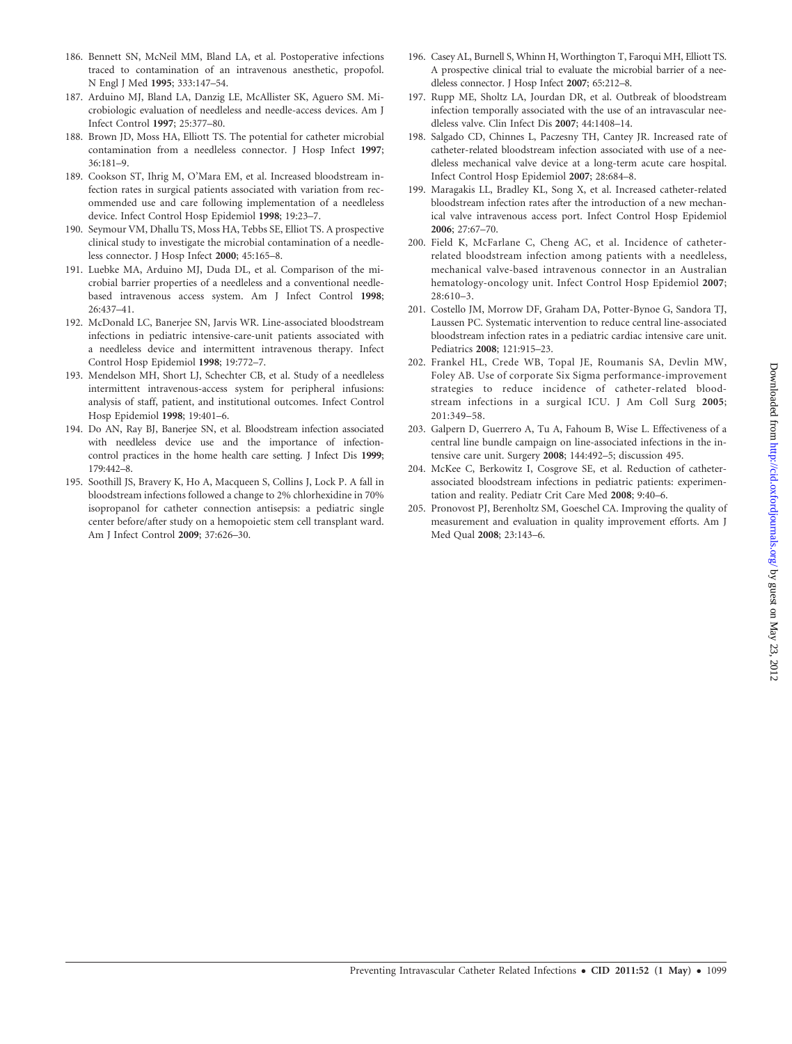186. Bennett SN, McNeil MM, Bland LA, et al. Postoperative infections traced to contamination of an intravenous anesthetic, propofol. N Engl J Med **1995**; 333:147–54.
187. Arduino MJ, Bland LA, Danzig LE, McAllister SK, Aguero SM. Microbiologic evaluation of needleless and needle-access devices. Am J Infect Control **1997**; 25:377–80.
188. Brown JD, Moss HA, Elliott TS. The potential for catheter microbial contamination from a needleless connector. J Hosp Infect **1997**; 36:181–9.
189. Cookson ST, Ihrig M, O'Mara EM, et al. Increased bloodstream infection rates in surgical patients associated with variation from recommended use and care following implementation of a needleless device. Infect Control Hosp Epidemiol **1998**; 19:23–7.
190. Seymour VM, Dhallu TS, Moss HA, Tebbs SE, Elliot TS. A prospective clinical study to investigate the microbial contamination of a needleless connector. J Hosp Infect **2000**; 45:165–8.
191. Luebke MA, Arduino MJ, Duda DL, et al. Comparison of the microbial barrier properties of a needleless and a conventional needle-based intravenous access system. Am J Infect Control **1998**; 26:437–41.
192. McDonald LC, Banerjee SN, Jarvis WR. Line-associated bloodstream infections in pediatric intensive-care-unit patients associated with a needleless device and intermittent intravenous therapy. Infect Control Hosp Epidemiol **1998**; 19:772–7.
193. Mendelson MH, Short LJ, Schechter CB, et al. Study of a needleless intermittent intravenous-access system for peripheral infusions: analysis of staff, patient, and institutional outcomes. Infect Control Hosp Epidemiol **1998**; 19:401–6.
194. Do AN, Ray BJ, Banerjee SN, et al. Bloodstream infection associated with needleless device use and the importance of infection-control practices in the home health care setting. J Infect Dis **1999**; 179:442–8.
195. Soothill JS, Bravery K, Ho A, Macqueen S, Collins J, Lock P. A fall in bloodstream infections followed a change to 2% chlorhexidine in 70% isopropanol for catheter connection antisepsis: a pediatric single center before/after study on a hemopoietic stem cell transplant ward. Am J Infect Control **2009**; 37:626–30.
196. Casey AL, Burnell S, Whinn H, Worthington T, Faroqui MH, Elliott TS. A prospective clinical trial to evaluate the microbial barrier of a needleless connector. J Hosp Infect **2007**; 65:212–8.
197. Rupp ME, Sholtz LA, Jourdan DR, et al. Outbreak of bloodstream infection temporally associated with the use of an intravascular needleless valve. Clin Infect Dis **2007**; 44:1408–14.
198. Salgado CD, Chinnes L, Paczesny TH, Cantey JR. Increased rate of catheter-related bloodstream infection associated with use of a needleless mechanical valve device at a long-term acute care hospital. Infect Control Hosp Epidemiol **2007**; 28:684–8.
199. Maragakis LL, Bradley KL, Song X, et al. Increased catheter-related bloodstream infection rates after the introduction of a new mechanical valve intravenous access port. Infect Control Hosp Epidemiol **2006**; 27:67–70.
200. Field K, McFarlane C, Cheng AC, et al. Incidence of catheter-related bloodstream infection among patients with a needleless, mechanical valve-based intravenous connector in an Australian hematology-oncology unit. Infect Control Hosp Epidemiol **2007**; 28:610–3.
201. Costello JM, Morrow DF, Graham DA, Potter-Bynoe G, Sandora TJ, Laussen PC. Systematic intervention to reduce central line-associated bloodstream infection rates in a pediatric cardiac intensive care unit. Pediatrics **2008**; 121:915–23.
202. Frankel HL, Crede WB, Topal JE, Roumanis SA, Devlin MW, Foley AB. Use of corporate Six Sigma performance-improvement strategies to reduce incidence of catheter-related bloodstream infections in a surgical ICU. J Am Coll Surg **2005**; 201:349–58.
203. Galpern D, Guerrero A, Tu A, Fahoum B, Wise L. Effectiveness of a central line bundle campaign on line-associated infections in the intensive care unit. Surgery **2008**; 144:492–5; discussion 495.
204. McKee C, Berkowitz I, Cosgrove SE, et al. Reduction of catheter-associated bloodstream infections in pediatric patients: experimentation and reality. Pediatr Crit Care Med **2008**; 9:40–6.
205. Pronovost PJ, Berenholtz SM, Goeschel CA. Improving the quality of measurement and evaluation in quality improvement efforts. Am J Med Qual **2008**; 23:143–6.